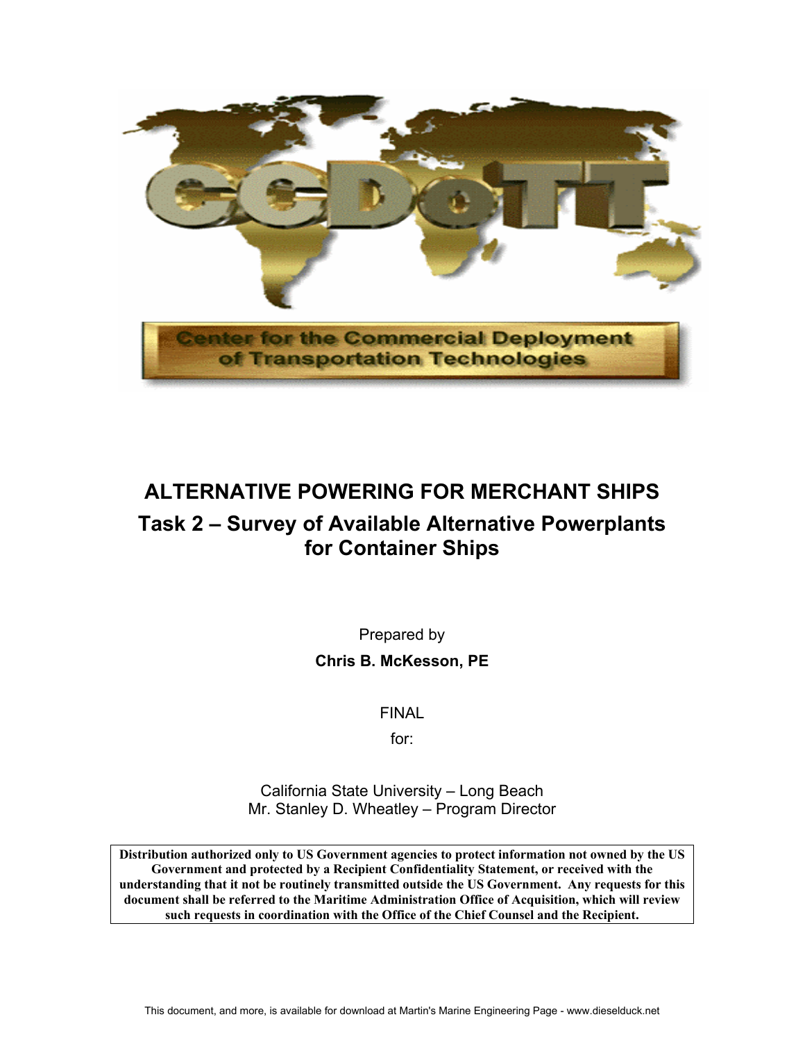# ALTERNATIVE POWERING FOR MERCHANT SHIPS

## Task 2 – Survey of Available Alternative Powerplants for Container Ships

Prepared by

**Chris B. McKesson, PE**

FINAL

for:

California State University – Long Beach
Mr. Stanley D. Wheatley – Program Director

**Distribution authorized only to US Government agencies to protect information not owned by the US Government and protected by a Recipient Confidentiality Statement, or received with the understanding that it not be routinely transmitted outside the US Government. Any requests for this document shall be referred to the Maritime Administration Office of Acquisition, which will review such requests in coordination with the Office of the Chief Counsel and the Recipient.**

This document, and more, is available for download at Martin's Marine Engineering Page - www.dieselduck.net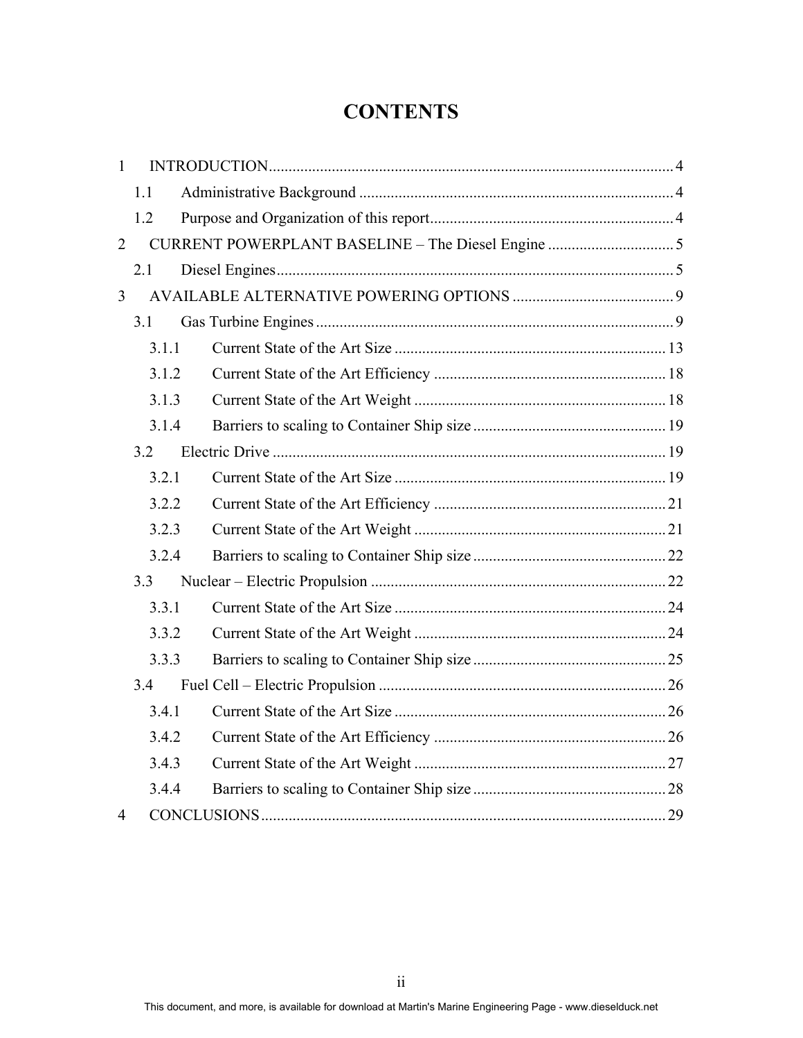# CONTENTS

1 INTRODUCTION ..... 4
  1.1 Administrative Background ..... 4
  1.2 Purpose and Organization of this report ..... 4
2 CURRENT POWERPLANT BASELINE – The Diesel Engine ..... 5
  2.1 Diesel Engines ..... 5
3 AVAILABLE ALTERNATIVE POWERING OPTIONS ..... 9
  3.1 Gas Turbine Engines ..... 9
    3.1.1 Current State of the Art Size ..... 13
    3.1.2 Current State of the Art Efficiency ..... 18
    3.1.3 Current State of the Art Weight ..... 18
    3.1.4 Barriers to scaling to Container Ship size ..... 19
  3.2 Electric Drive ..... 19
    3.2.1 Current State of the Art Size ..... 19
    3.2.2 Current State of the Art Efficiency ..... 21
    3.2.3 Current State of the Art Weight ..... 21
    3.2.4 Barriers to scaling to Container Ship size ..... 22
  3.3 Nuclear – Electric Propulsion ..... 22
    3.3.1 Current State of the Art Size ..... 24
    3.3.2 Current State of the Art Weight ..... 24
    3.3.3 Barriers to scaling to Container Ship size ..... 25
  3.4 Fuel Cell – Electric Propulsion ..... 26
    3.4.1 Current State of the Art Size ..... 26
    3.4.2 Current State of the Art Efficiency ..... 26
    3.4.3 Current State of the Art Weight ..... 27
    3.4.4 Barriers to scaling to Container Ship size ..... 28
4 CONCLUSIONS ..... 29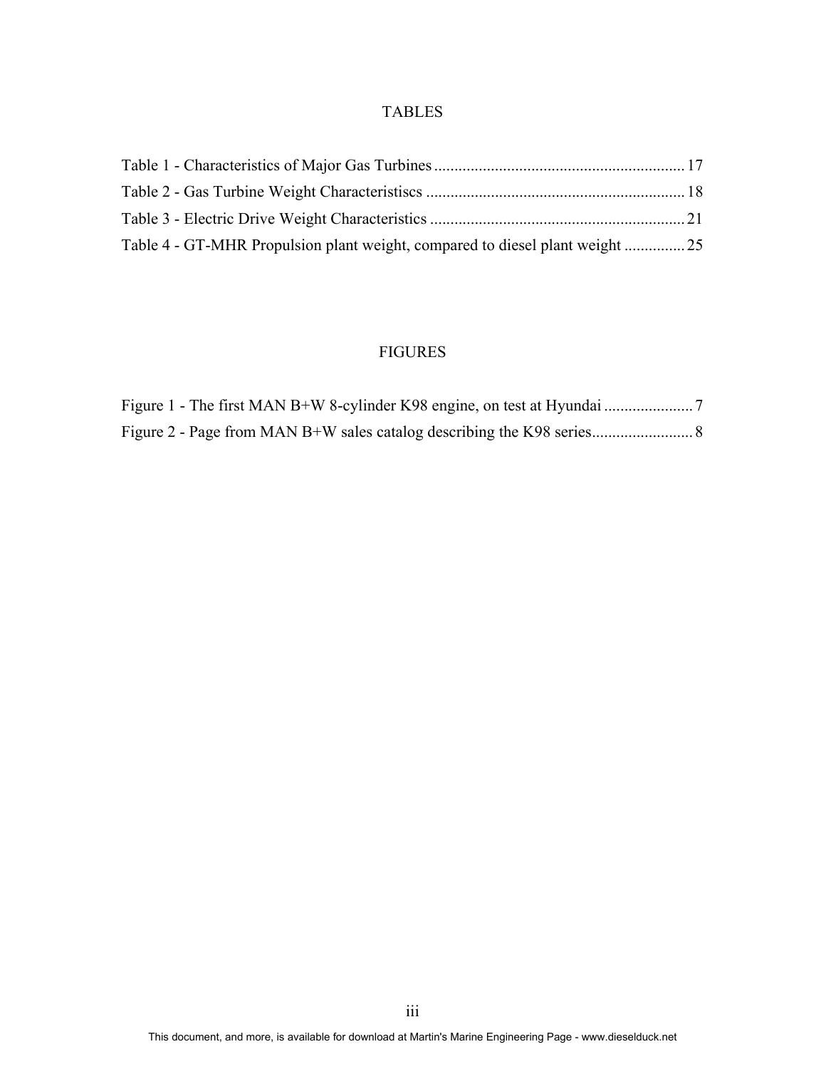## TABLES

Table 1 - Characteristics of Major Gas Turbines ............................................................. 17
Table 2 - Gas Turbine Weight Characteristiscs ............................................................... 18
Table 3 - Electric Drive Weight Characteristics ............................................................... 21
Table 4 - GT-MHR Propulsion plant weight, compared to diesel plant weight ............... 25

## FIGURES

Figure 1 - The first MAN B+W 8-cylinder K98 engine, on test at Hyundai ...................... 7
Figure 2 - Page from MAN B+W sales catalog describing the K98 series......................... 8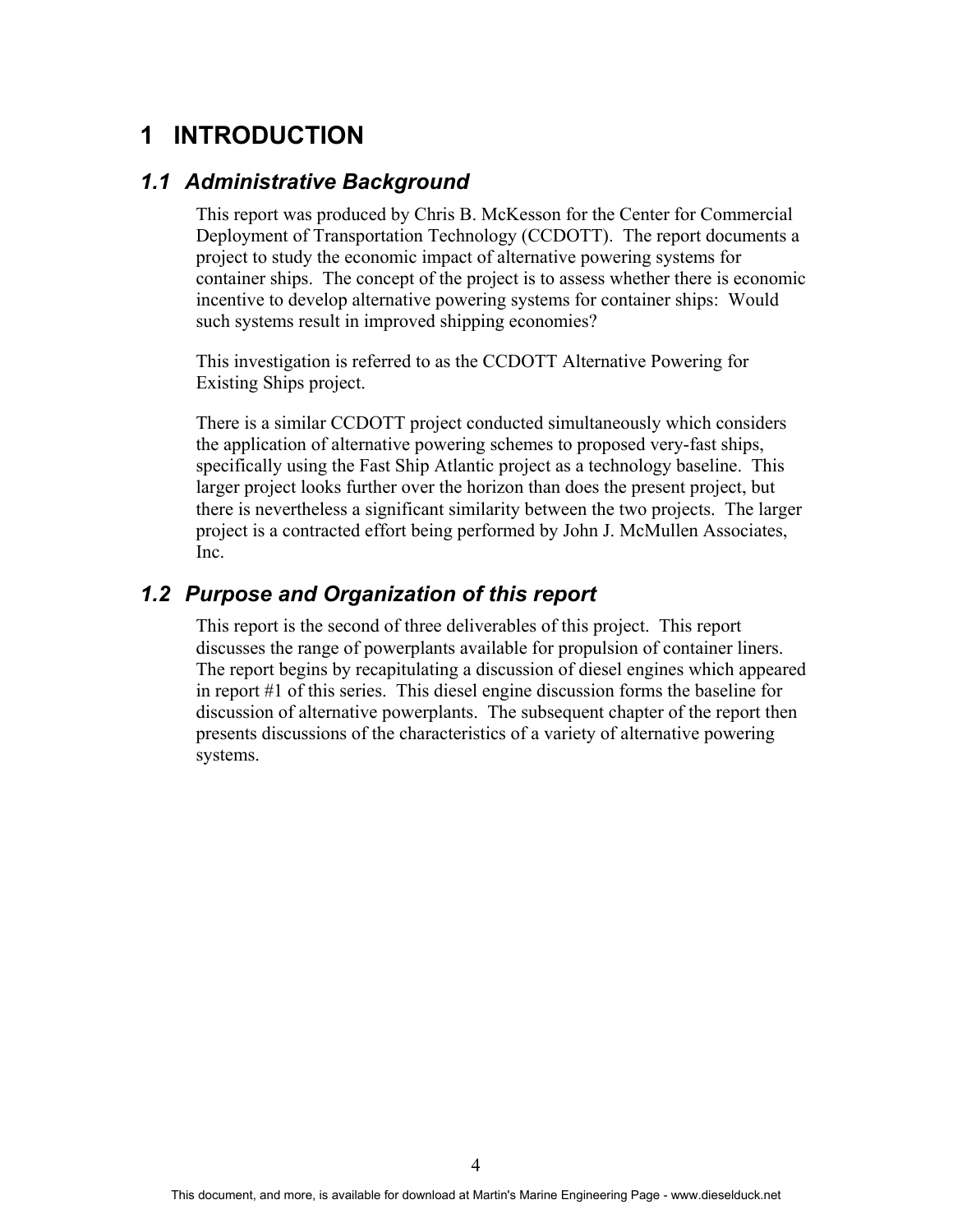# 1 INTRODUCTION

## 1.1 Administrative Background

This report was produced by Chris B. McKesson for the Center for Commercial Deployment of Transportation Technology (CCDOTT). The report documents a project to study the economic impact of alternative powering systems for container ships. The concept of the project is to assess whether there is economic incentive to develop alternative powering systems for container ships: Would such systems result in improved shipping economies?

This investigation is referred to as the CCDOTT Alternative Powering for Existing Ships project.

There is a similar CCDOTT project conducted simultaneously which considers the application of alternative powering schemes to proposed very-fast ships, specifically using the Fast Ship Atlantic project as a technology baseline. This larger project looks further over the horizon than does the present project, but there is nevertheless a significant similarity between the two projects. The larger project is a contracted effort being performed by John J. McMullen Associates, Inc.

## 1.2 Purpose and Organization of this report

This report is the second of three deliverables of this project. This report discusses the range of powerplants available for propulsion of container liners. The report begins by recapitulating a discussion of diesel engines which appeared in report #1 of this series. This diesel engine discussion forms the baseline for discussion of alternative powerplants. The subsequent chapter of the report then presents discussions of the characteristics of a variety of alternative powering systems.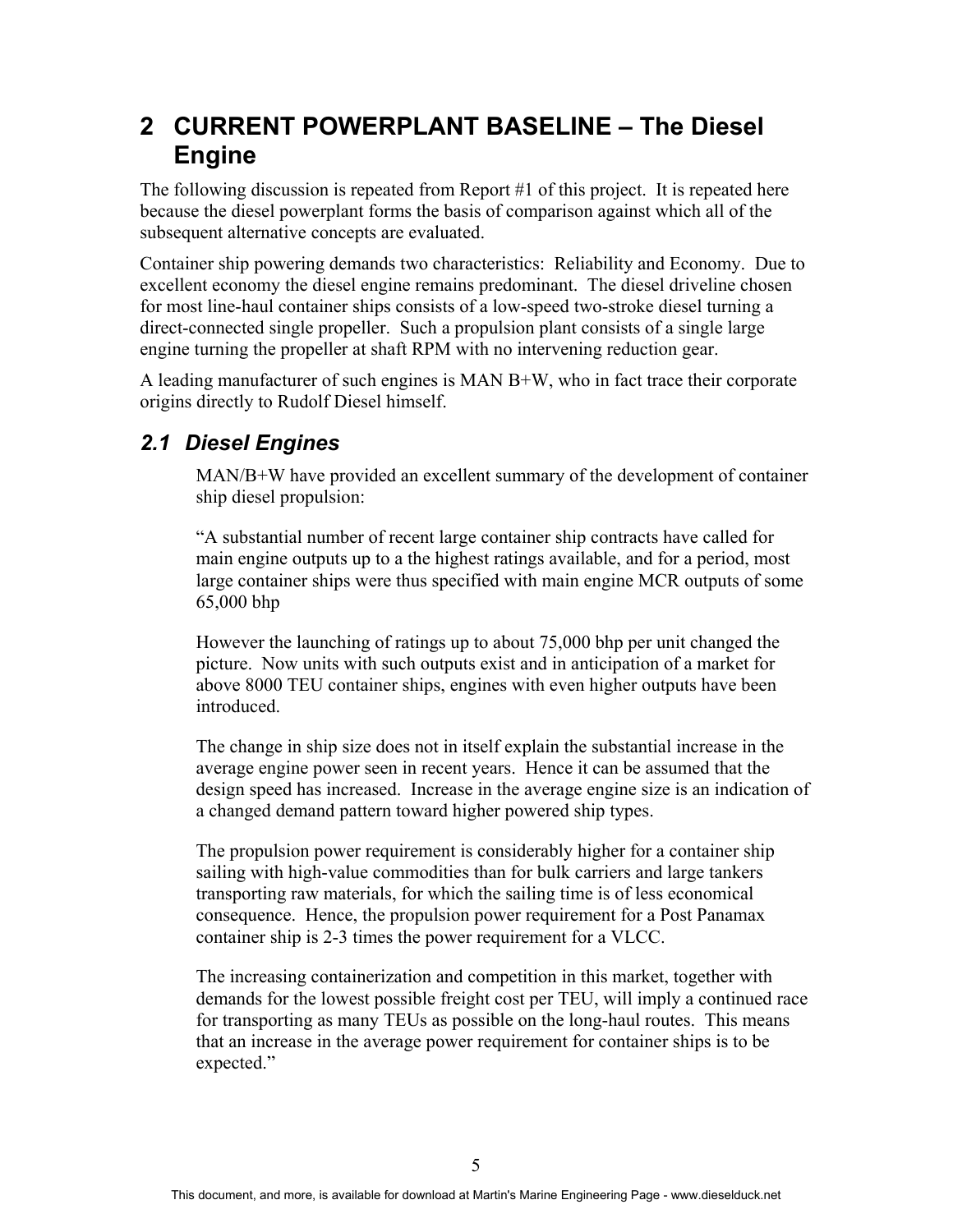# 2 CURRENT POWERPLANT BASELINE – The Diesel Engine

The following discussion is repeated from Report #1 of this project. It is repeated here because the diesel powerplant forms the basis of comparison against which all of the subsequent alternative concepts are evaluated.

Container ship powering demands two characteristics: Reliability and Economy. Due to excellent economy the diesel engine remains predominant. The diesel driveline chosen for most line-haul container ships consists of a low-speed two-stroke diesel turning a direct-connected single propeller. Such a propulsion plant consists of a single large engine turning the propeller at shaft RPM with no intervening reduction gear.

A leading manufacturer of such engines is MAN B+W, who in fact trace their corporate origins directly to Rudolf Diesel himself.

## *2.1 Diesel Engines*

MAN/B+W have provided an excellent summary of the development of container ship diesel propulsion:

"A substantial number of recent large container ship contracts have called for main engine outputs up to a the highest ratings available, and for a period, most large container ships were thus specified with main engine MCR outputs of some 65,000 bhp

However the launching of ratings up to about 75,000 bhp per unit changed the picture. Now units with such outputs exist and in anticipation of a market for above 8000 TEU container ships, engines with even higher outputs have been introduced.

The change in ship size does not in itself explain the substantial increase in the average engine power seen in recent years. Hence it can be assumed that the design speed has increased. Increase in the average engine size is an indication of a changed demand pattern toward higher powered ship types.

The propulsion power requirement is considerably higher for a container ship sailing with high-value commodities than for bulk carriers and large tankers transporting raw materials, for which the sailing time is of less economical consequence. Hence, the propulsion power requirement for a Post Panamax container ship is 2-3 times the power requirement for a VLCC.

The increasing containerization and competition in this market, together with demands for the lowest possible freight cost per TEU, will imply a continued race for transporting as many TEUs as possible on the long-haul routes. This means that an increase in the average power requirement for container ships is to be expected."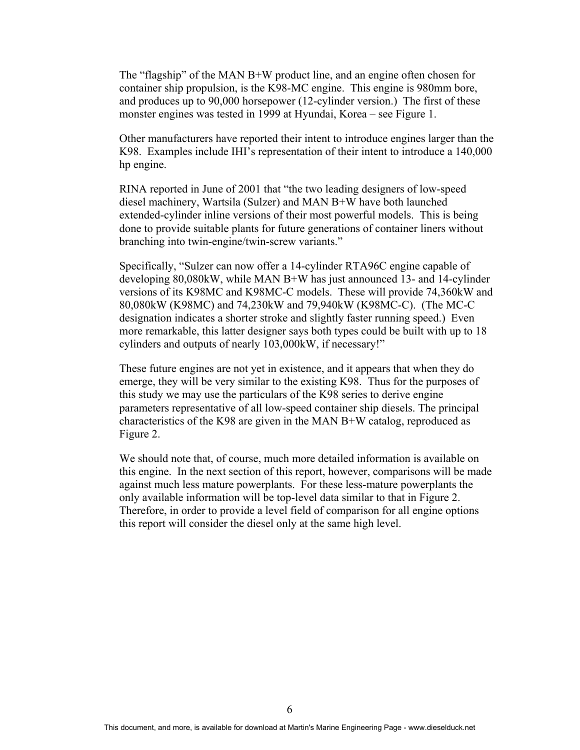The "flagship" of the MAN B+W product line, and an engine often chosen for container ship propulsion, is the K98-MC engine. This engine is 980mm bore, and produces up to 90,000 horsepower (12-cylinder version.) The first of these monster engines was tested in 1999 at Hyundai, Korea – see Figure 1.

Other manufacturers have reported their intent to introduce engines larger than the K98. Examples include IHI's representation of their intent to introduce a 140,000 hp engine.

RINA reported in June of 2001 that "the two leading designers of low-speed diesel machinery, Wartsila (Sulzer) and MAN B+W have both launched extended-cylinder inline versions of their most powerful models. This is being done to provide suitable plants for future generations of container liners without branching into twin-engine/twin-screw variants."

Specifically, "Sulzer can now offer a 14-cylinder RTA96C engine capable of developing 80,080kW, while MAN B+W has just announced 13- and 14-cylinder versions of its K98MC and K98MC-C models. These will provide 74,360kW and 80,080kW (K98MC) and 74,230kW and 79,940kW (K98MC-C). (The MC-C designation indicates a shorter stroke and slightly faster running speed.) Even more remarkable, this latter designer says both types could be built with up to 18 cylinders and outputs of nearly 103,000kW, if necessary!"

These future engines are not yet in existence, and it appears that when they do emerge, they will be very similar to the existing K98. Thus for the purposes of this study we may use the particulars of the K98 series to derive engine parameters representative of all low-speed container ship diesels. The principal characteristics of the K98 are given in the MAN B+W catalog, reproduced as Figure 2.

We should note that, of course, much more detailed information is available on this engine. In the next section of this report, however, comparisons will be made against much less mature powerplants. For these less-mature powerplants the only available information will be top-level data similar to that in Figure 2. Therefore, in order to provide a level field of comparison for all engine options this report will consider the diesel only at the same high level.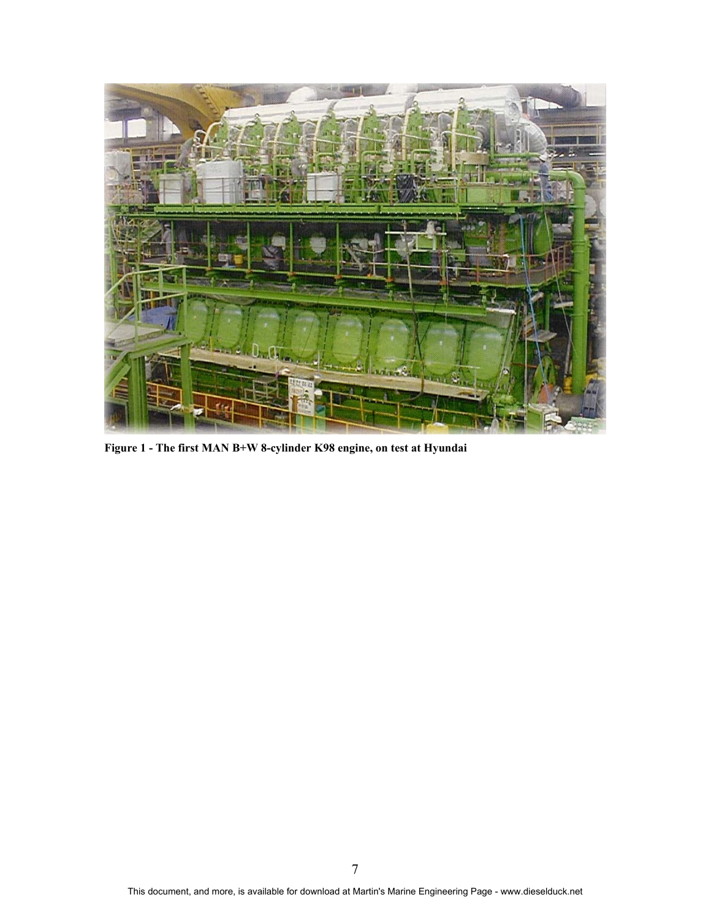**Figure 1 - The first MAN B+W 8-cylinder K98 engine, on test at Hyundai**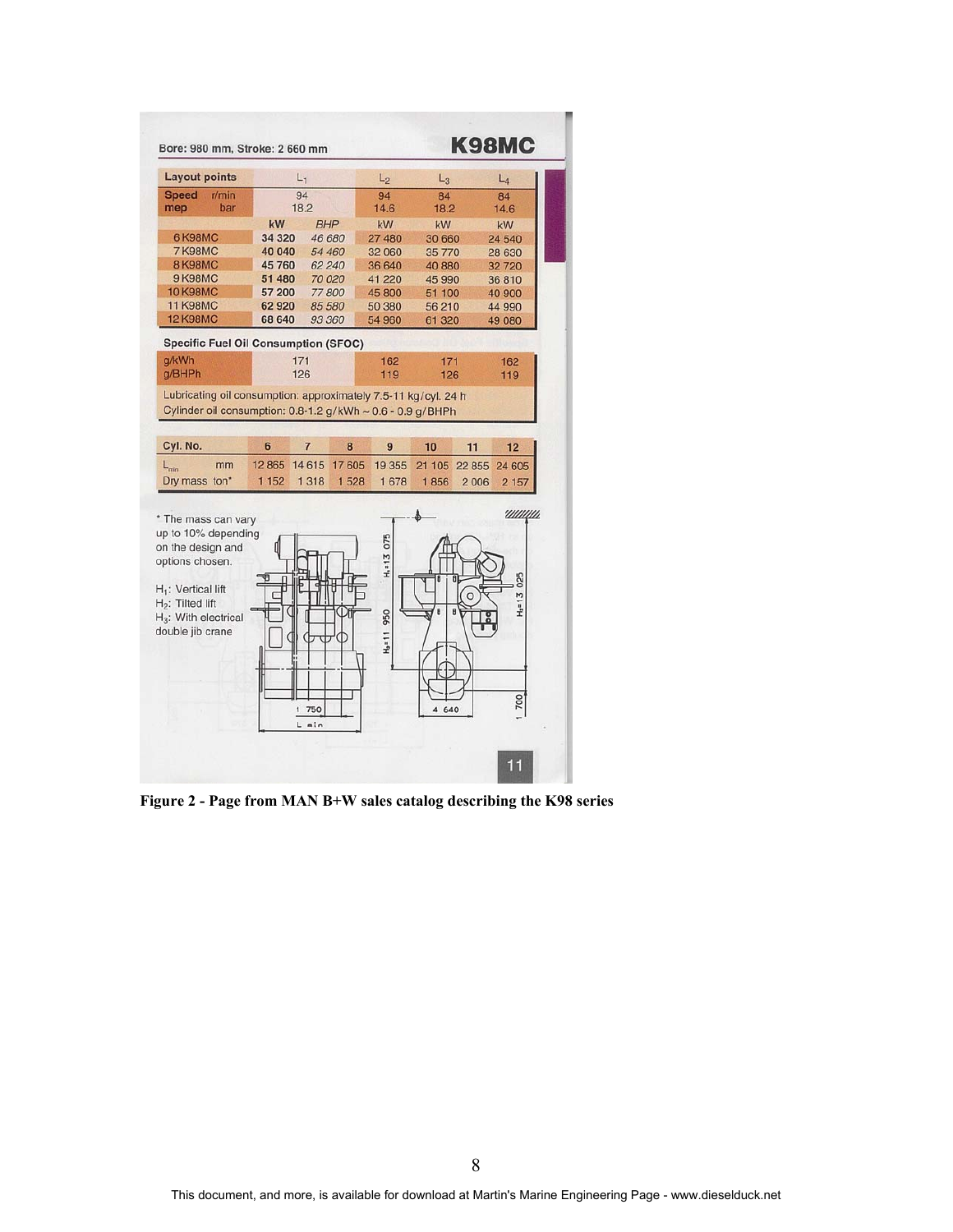Bore: 980 mm, Stroke: 2 660 mm

## K98MC

| Layout points | $L_1$ | | $L_2$ | $L_3$ | $L_4$ |
|---|---|---|---|---|---|
| Speed r/min | 94 | | 94 | 84 | 84 |
| mep bar | 18.2 | | 14.6 | 18.2 | 14.6 |
| | kW | BHP | kW | kW | kW |
| 6 K98MC | 34 320 | 46 680 | 27 480 | 30 660 | 24 540 |
| 7 K98MC | 40 040 | 54 460 | 32 060 | 35 770 | 28 630 |
| 8 K98MC | 45 760 | 62 240 | 36 640 | 40 880 | 32 720 |
| 9 K98MC | 51 480 | 70 020 | 41 220 | 45 990 | 36 810 |
| 10 K98MC | 57 200 | 77 800 | 45 800 | 51 100 | 40 900 |
| 11 K98MC | 62 920 | 85 580 | 50 380 | 56 210 | 44 990 |
| 12 K98MC | 68 640 | 93 360 | 54 960 | 61 320 | 49 080 |

**Specific Fuel Oil Consumption (SFOC)**

| | $L_1$ | $L_2$ | $L_3$ | $L_4$ |
|---|---|---|---|---|
| g/kWh | 171 | 162 | 171 | 162 |
| g/BHPh | 126 | 119 | 126 | 119 |

Lubricating oil consumption: approximately 7.5-11 kg/cyl. 24 h
Cylinder oil consumption: 0.8-1.2 g/kWh ~ 0.6 - 0.9 g/BHPh

| Cyl. No. | 6 | 7 | 8 | 9 | 10 | 11 | 12 |
|---|---|---|---|---|---|---|---|
| $L_{min}$ mm | 12 865 | 14 615 | 17 605 | 19 355 | 21 105 | 22 855 | 24 605 |
| Dry mass ton* | 1 152 | 1 318 | 1 528 | 1 678 | 1 856 | 2 006 | 2 157 |

\* The mass can vary up to 10% depending on the design and options chosen.

$H_1$: Vertical lift
$H_2$: Tilted lift
$H_3$: With electrical double jib crane

$H_1$=13 075, $H_2$=11 950, $H_3$=13 025, 1 750, 4 640, 1 700, L min

**Figure 2 - Page from MAN B+W sales catalog describing the K98 series**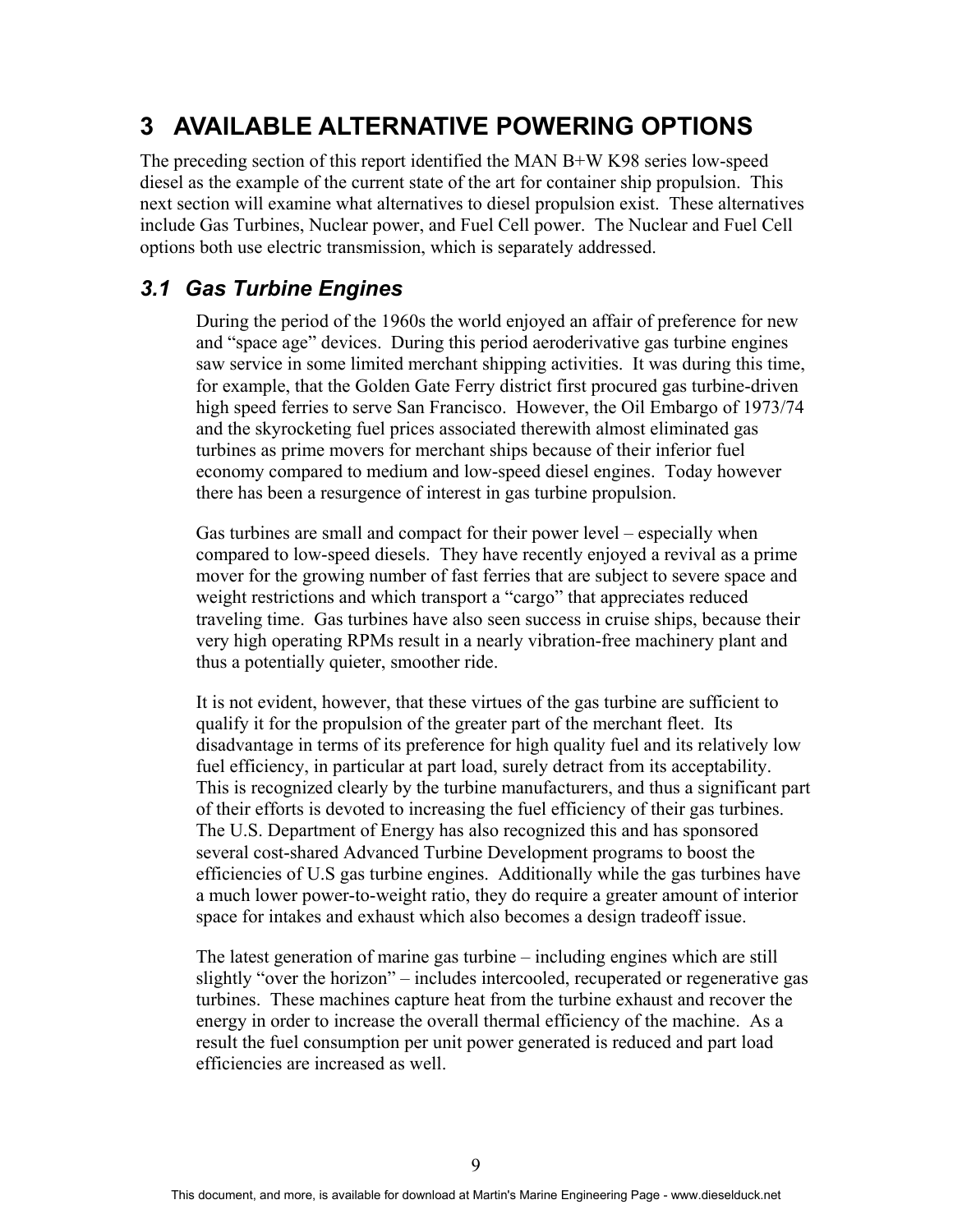# 3 AVAILABLE ALTERNATIVE POWERING OPTIONS

The preceding section of this report identified the MAN B+W K98 series low-speed diesel as the example of the current state of the art for container ship propulsion. This next section will examine what alternatives to diesel propulsion exist. These alternatives include Gas Turbines, Nuclear power, and Fuel Cell power. The Nuclear and Fuel Cell options both use electric transmission, which is separately addressed.

## *3.1 Gas Turbine Engines*

During the period of the 1960s the world enjoyed an affair of preference for new and "space age" devices. During this period aeroderivative gas turbine engines saw service in some limited merchant shipping activities. It was during this time, for example, that the Golden Gate Ferry district first procured gas turbine-driven high speed ferries to serve San Francisco. However, the Oil Embargo of 1973/74 and the skyrocketing fuel prices associated therewith almost eliminated gas turbines as prime movers for merchant ships because of their inferior fuel economy compared to medium and low-speed diesel engines. Today however there has been a resurgence of interest in gas turbine propulsion.

Gas turbines are small and compact for their power level – especially when compared to low-speed diesels. They have recently enjoyed a revival as a prime mover for the growing number of fast ferries that are subject to severe space and weight restrictions and which transport a "cargo" that appreciates reduced traveling time. Gas turbines have also seen success in cruise ships, because their very high operating RPMs result in a nearly vibration-free machinery plant and thus a potentially quieter, smoother ride.

It is not evident, however, that these virtues of the gas turbine are sufficient to qualify it for the propulsion of the greater part of the merchant fleet. Its disadvantage in terms of its preference for high quality fuel and its relatively low fuel efficiency, in particular at part load, surely detract from its acceptability. This is recognized clearly by the turbine manufacturers, and thus a significant part of their efforts is devoted to increasing the fuel efficiency of their gas turbines. The U.S. Department of Energy has also recognized this and has sponsored several cost-shared Advanced Turbine Development programs to boost the efficiencies of U.S gas turbine engines. Additionally while the gas turbines have a much lower power-to-weight ratio, they do require a greater amount of interior space for intakes and exhaust which also becomes a design tradeoff issue.

The latest generation of marine gas turbine – including engines which are still slightly "over the horizon" – includes intercooled, recuperated or regenerative gas turbines. These machines capture heat from the turbine exhaust and recover the energy in order to increase the overall thermal efficiency of the machine. As a result the fuel consumption per unit power generated is reduced and part load efficiencies are increased as well.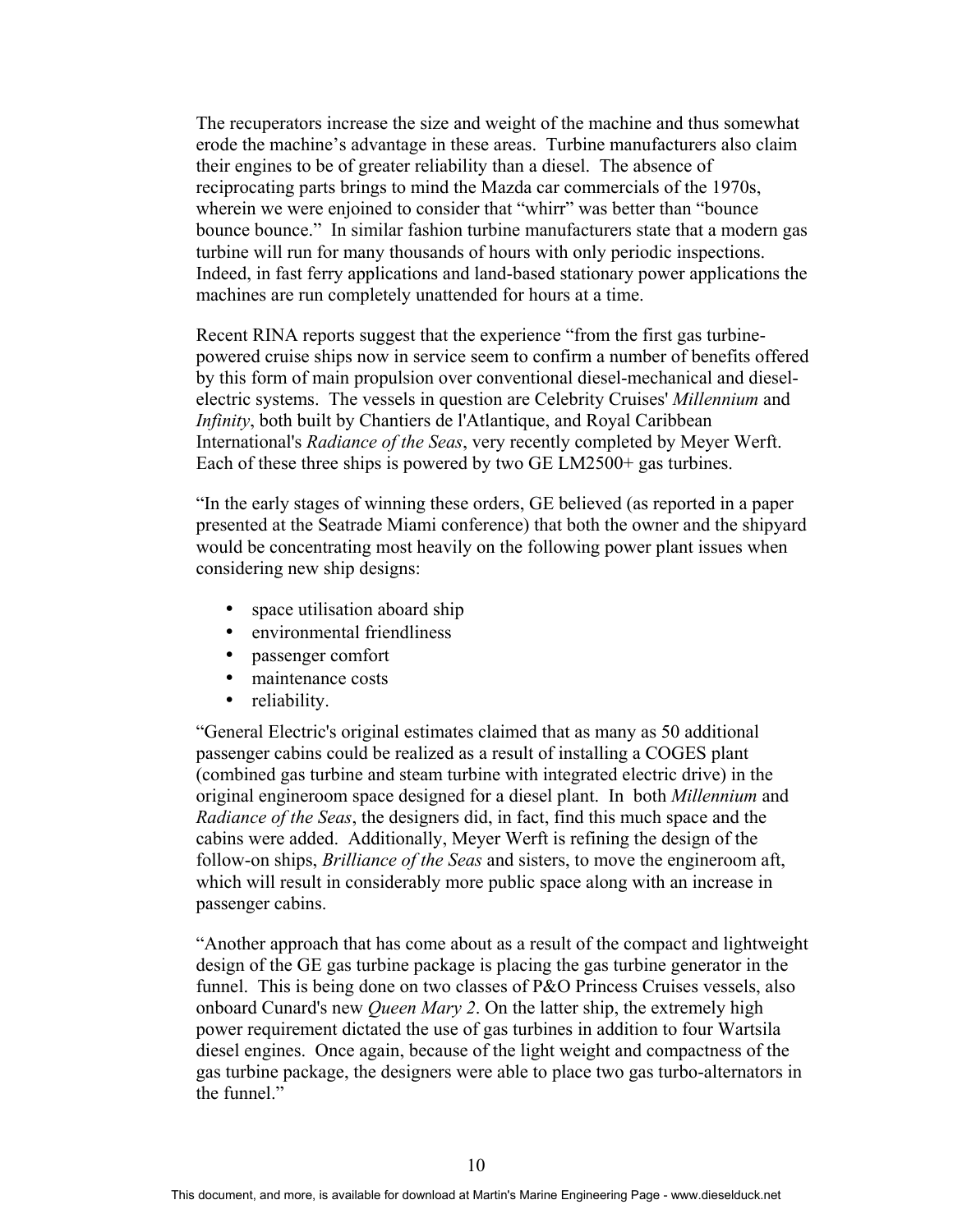The recuperators increase the size and weight of the machine and thus somewhat erode the machine's advantage in these areas. Turbine manufacturers also claim their engines to be of greater reliability than a diesel. The absence of reciprocating parts brings to mind the Mazda car commercials of the 1970s, wherein we were enjoined to consider that "whirr" was better than "bounce bounce bounce." In similar fashion turbine manufacturers state that a modern gas turbine will run for many thousands of hours with only periodic inspections. Indeed, in fast ferry applications and land-based stationary power applications the machines are run completely unattended for hours at a time.

Recent RINA reports suggest that the experience "from the first gas turbine-powered cruise ships now in service seem to confirm a number of benefits offered by this form of main propulsion over conventional diesel-mechanical and diesel-electric systems. The vessels in question are Celebrity Cruises' *Millennium* and *Infinity*, both built by Chantiers de l'Atlantique, and Royal Caribbean International's *Radiance of the Seas*, very recently completed by Meyer Werft. Each of these three ships is powered by two GE LM2500+ gas turbines.

"In the early stages of winning these orders, GE believed (as reported in a paper presented at the Seatrade Miami conference) that both the owner and the shipyard would be concentrating most heavily on the following power plant issues when considering new ship designs:

- space utilisation aboard ship
- environmental friendliness
- passenger comfort
- maintenance costs
- reliability.

"General Electric's original estimates claimed that as many as 50 additional passenger cabins could be realized as a result of installing a COGES plant (combined gas turbine and steam turbine with integrated electric drive) in the original engineroom space designed for a diesel plant. In both *Millennium* and *Radiance of the Seas*, the designers did, in fact, find this much space and the cabins were added. Additionally, Meyer Werft is refining the design of the follow-on ships, *Brilliance of the Seas* and sisters, to move the engineroom aft, which will result in considerably more public space along with an increase in passenger cabins.

"Another approach that has come about as a result of the compact and lightweight design of the GE gas turbine package is placing the gas turbine generator in the funnel. This is being done on two classes of P&O Princess Cruises vessels, also onboard Cunard's new *Queen Mary 2*. On the latter ship, the extremely high power requirement dictated the use of gas turbines in addition to four Wartsila diesel engines. Once again, because of the light weight and compactness of the gas turbine package, the designers were able to place two gas turbo-alternators in the funnel."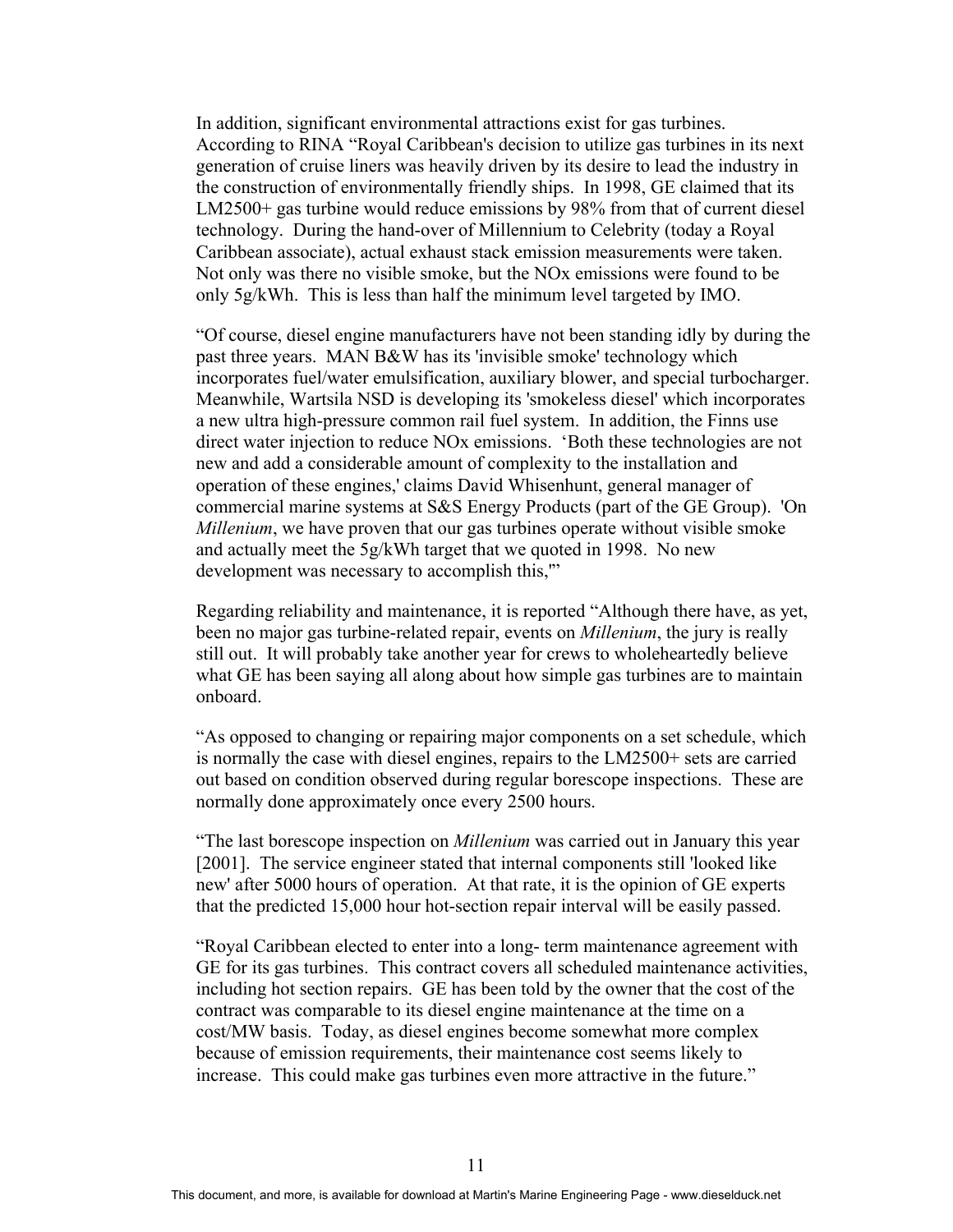In addition, significant environmental attractions exist for gas turbines. According to RINA "Royal Caribbean's decision to utilize gas turbines in its next generation of cruise liners was heavily driven by its desire to lead the industry in the construction of environmentally friendly ships. In 1998, GE claimed that its LM2500+ gas turbine would reduce emissions by 98% from that of current diesel technology. During the hand-over of Millennium to Celebrity (today a Royal Caribbean associate), actual exhaust stack emission measurements were taken. Not only was there no visible smoke, but the NOx emissions were found to be only 5g/kWh. This is less than half the minimum level targeted by IMO.

"Of course, diesel engine manufacturers have not been standing idly by during the past three years. MAN B&W has its 'invisible smoke' technology which incorporates fuel/water emulsification, auxiliary blower, and special turbocharger. Meanwhile, Wartsila NSD is developing its 'smokeless diesel' which incorporates a new ultra high-pressure common rail fuel system. In addition, the Finns use direct water injection to reduce NOx emissions. 'Both these technologies are not new and add a considerable amount of complexity to the installation and operation of these engines,' claims David Whisenhunt, general manager of commercial marine systems at S&S Energy Products (part of the GE Group). 'On *Millenium*, we have proven that our gas turbines operate without visible smoke and actually meet the 5g/kWh target that we quoted in 1998. No new development was necessary to accomplish this,'"

Regarding reliability and maintenance, it is reported "Although there have, as yet, been no major gas turbine-related repair, events on *Millenium*, the jury is really still out. It will probably take another year for crews to wholeheartedly believe what GE has been saying all along about how simple gas turbines are to maintain onboard.

"As opposed to changing or repairing major components on a set schedule, which is normally the case with diesel engines, repairs to the LM2500+ sets are carried out based on condition observed during regular borescope inspections. These are normally done approximately once every 2500 hours.

"The last borescope inspection on *Millenium* was carried out in January this year [2001]. The service engineer stated that internal components still 'looked like new' after 5000 hours of operation. At that rate, it is the opinion of GE experts that the predicted 15,000 hour hot-section repair interval will be easily passed.

"Royal Caribbean elected to enter into a long- term maintenance agreement with GE for its gas turbines. This contract covers all scheduled maintenance activities, including hot section repairs. GE has been told by the owner that the cost of the contract was comparable to its diesel engine maintenance at the time on a cost/MW basis. Today, as diesel engines become somewhat more complex because of emission requirements, their maintenance cost seems likely to increase. This could make gas turbines even more attractive in the future."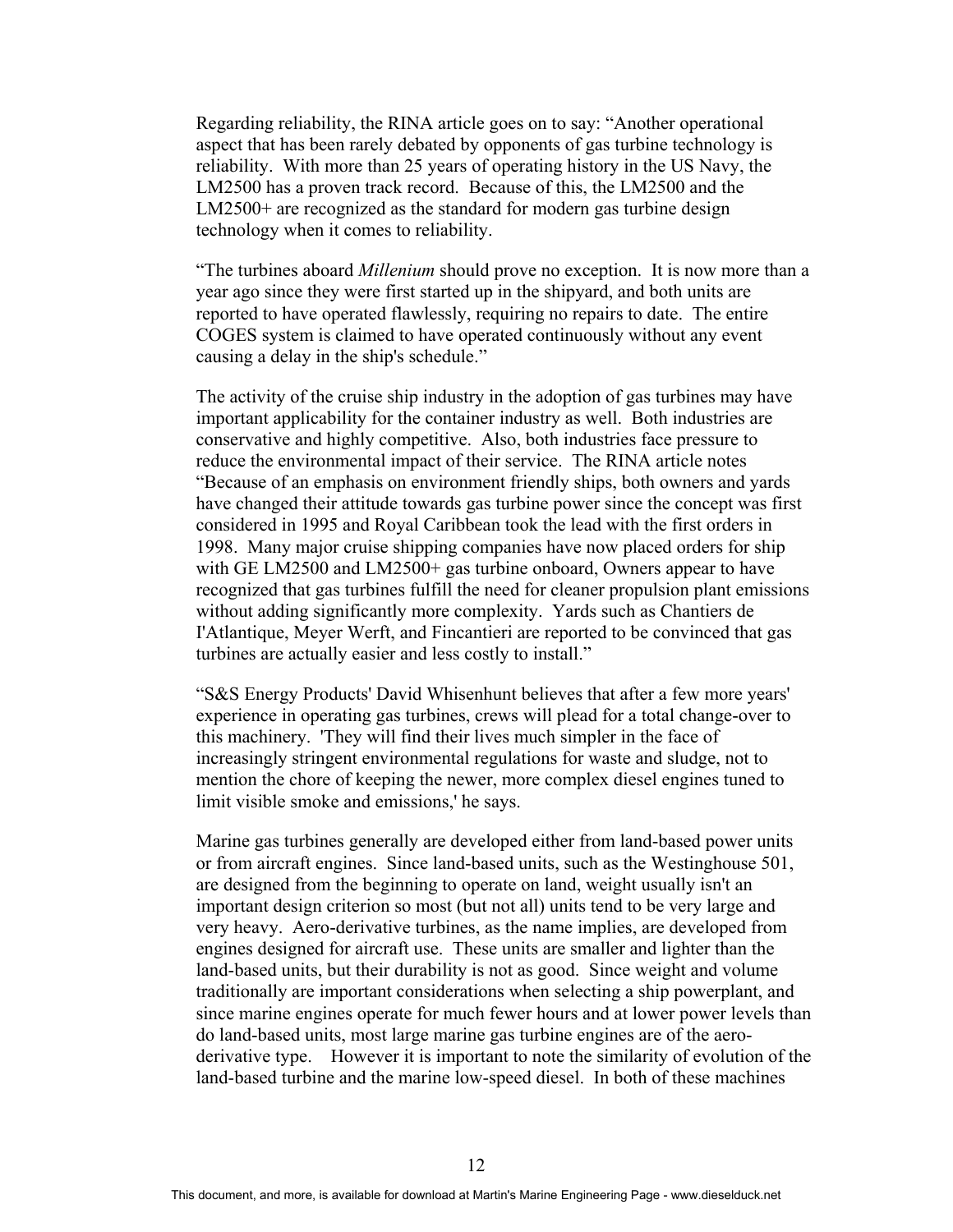Regarding reliability, the RINA article goes on to say: "Another operational aspect that has been rarely debated by opponents of gas turbine technology is reliability. With more than 25 years of operating history in the US Navy, the LM2500 has a proven track record. Because of this, the LM2500 and the LM2500+ are recognized as the standard for modern gas turbine design technology when it comes to reliability.

"The turbines aboard *Millenium* should prove no exception. It is now more than a year ago since they were first started up in the shipyard, and both units are reported to have operated flawlessly, requiring no repairs to date. The entire COGES system is claimed to have operated continuously without any event causing a delay in the ship's schedule."

The activity of the cruise ship industry in the adoption of gas turbines may have important applicability for the container industry as well. Both industries are conservative and highly competitive. Also, both industries face pressure to reduce the environmental impact of their service. The RINA article notes "Because of an emphasis on environment friendly ships, both owners and yards have changed their attitude towards gas turbine power since the concept was first considered in 1995 and Royal Caribbean took the lead with the first orders in 1998. Many major cruise shipping companies have now placed orders for ship with GE LM2500 and LM2500+ gas turbine onboard, Owners appear to have recognized that gas turbines fulfill the need for cleaner propulsion plant emissions without adding significantly more complexity. Yards such as Chantiers de I'Atlantique, Meyer Werft, and Fincantieri are reported to be convinced that gas turbines are actually easier and less costly to install."

"S&S Energy Products' David Whisenhunt believes that after a few more years' experience in operating gas turbines, crews will plead for a total change-over to this machinery. 'They will find their lives much simpler in the face of increasingly stringent environmental regulations for waste and sludge, not to mention the chore of keeping the newer, more complex diesel engines tuned to limit visible smoke and emissions,' he says.

Marine gas turbines generally are developed either from land-based power units or from aircraft engines. Since land-based units, such as the Westinghouse 501, are designed from the beginning to operate on land, weight usually isn't an important design criterion so most (but not all) units tend to be very large and very heavy. Aero-derivative turbines, as the name implies, are developed from engines designed for aircraft use. These units are smaller and lighter than the land-based units, but their durability is not as good. Since weight and volume traditionally are important considerations when selecting a ship powerplant, and since marine engines operate for much fewer hours and at lower power levels than do land-based units, most large marine gas turbine engines are of the aero-derivative type. However it is important to note the similarity of evolution of the land-based turbine and the marine low-speed diesel. In both of these machines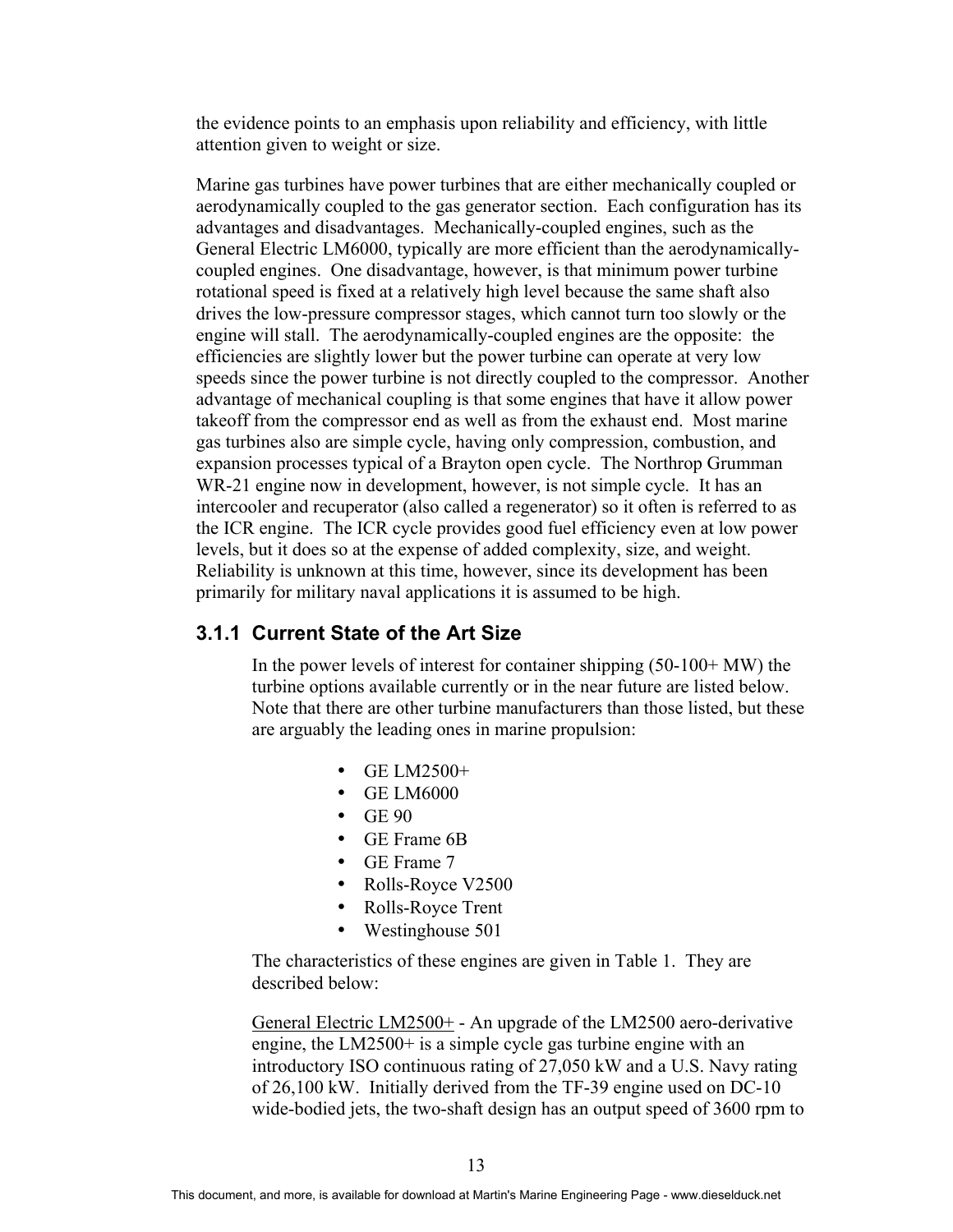the evidence points to an emphasis upon reliability and efficiency, with little attention given to weight or size.

Marine gas turbines have power turbines that are either mechanically coupled or aerodynamically coupled to the gas generator section. Each configuration has its advantages and disadvantages. Mechanically-coupled engines, such as the General Electric LM6000, typically are more efficient than the aerodynamically-coupled engines. One disadvantage, however, is that minimum power turbine rotational speed is fixed at a relatively high level because the same shaft also drives the low-pressure compressor stages, which cannot turn too slowly or the engine will stall. The aerodynamically-coupled engines are the opposite: the efficiencies are slightly lower but the power turbine can operate at very low speeds since the power turbine is not directly coupled to the compressor. Another advantage of mechanical coupling is that some engines that have it allow power takeoff from the compressor end as well as from the exhaust end. Most marine gas turbines also are simple cycle, having only compression, combustion, and expansion processes typical of a Brayton open cycle. The Northrop Grumman WR-21 engine now in development, however, is not simple cycle. It has an intercooler and recuperator (also called a regenerator) so it often is referred to as the ICR engine. The ICR cycle provides good fuel efficiency even at low power levels, but it does so at the expense of added complexity, size, and weight. Reliability is unknown at this time, however, since its development has been primarily for military naval applications it is assumed to be high.

### 3.1.1 Current State of the Art Size

In the power levels of interest for container shipping (50-100+ MW) the turbine options available currently or in the near future are listed below. Note that there are other turbine manufacturers than those listed, but these are arguably the leading ones in marine propulsion:

- GE LM2500+
- GE LM6000
- GE 90
- GE Frame 6B
- GE Frame 7
- Rolls-Royce V2500
- Rolls-Royce Trent
- Westinghouse 501

The characteristics of these engines are given in Table 1. They are described below:

General Electric LM2500+ - An upgrade of the LM2500 aero-derivative engine, the LM2500+ is a simple cycle gas turbine engine with an introductory ISO continuous rating of 27,050 kW and a U.S. Navy rating of 26,100 kW. Initially derived from the TF-39 engine used on DC-10 wide-bodied jets, the two-shaft design has an output speed of 3600 rpm to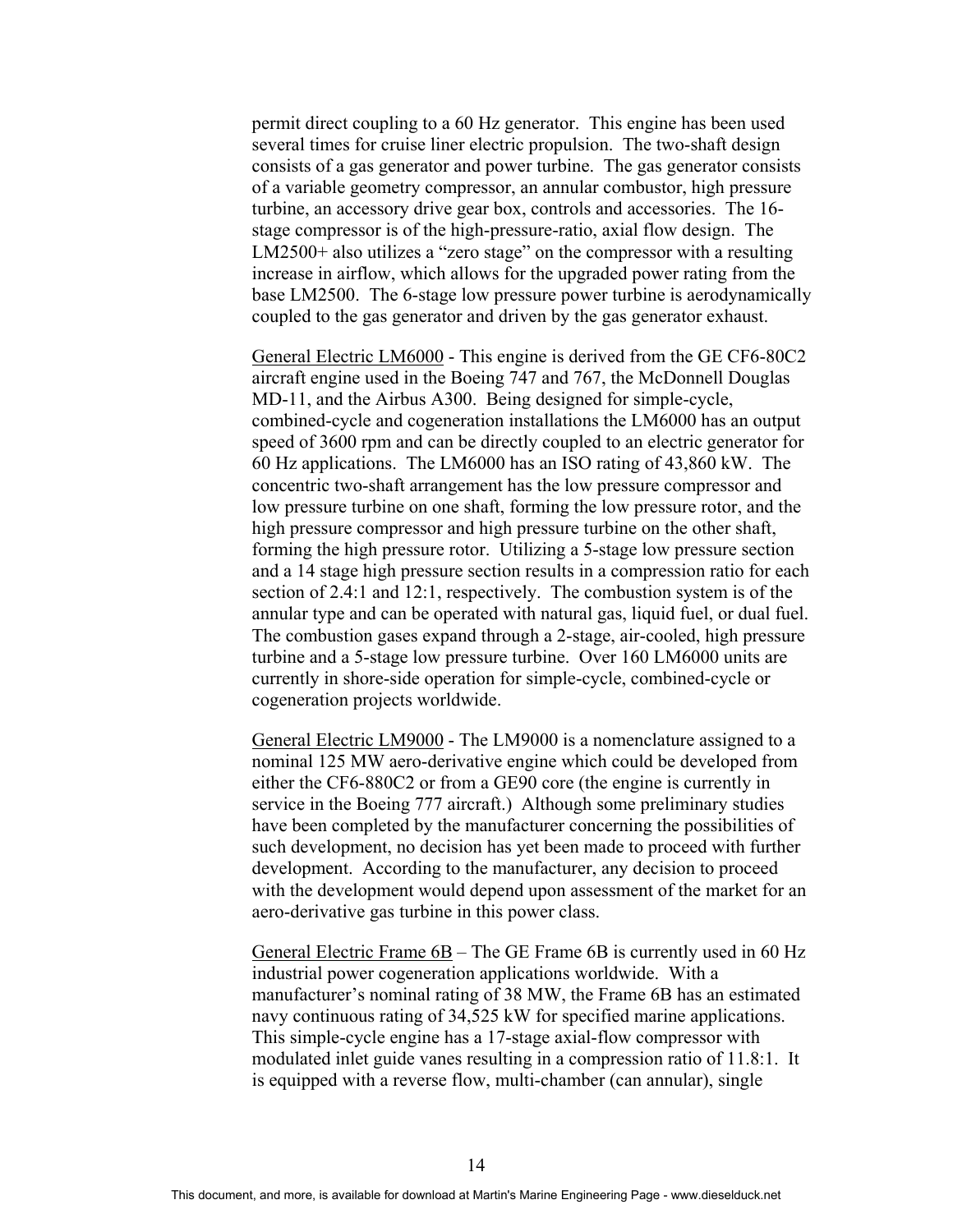permit direct coupling to a 60 Hz generator. This engine has been used several times for cruise liner electric propulsion. The two-shaft design consists of a gas generator and power turbine. The gas generator consists of a variable geometry compressor, an annular combustor, high pressure turbine, an accessory drive gear box, controls and accessories. The 16-stage compressor is of the high-pressure-ratio, axial flow design. The LM2500+ also utilizes a "zero stage" on the compressor with a resulting increase in airflow, which allows for the upgraded power rating from the base LM2500. The 6-stage low pressure power turbine is aerodynamically coupled to the gas generator and driven by the gas generator exhaust.

<u>General Electric LM6000</u> - This engine is derived from the GE CF6-80C2 aircraft engine used in the Boeing 747 and 767, the McDonnell Douglas MD-11, and the Airbus A300. Being designed for simple-cycle, combined-cycle and cogeneration installations the LM6000 has an output speed of 3600 rpm and can be directly coupled to an electric generator for 60 Hz applications. The LM6000 has an ISO rating of 43,860 kW. The concentric two-shaft arrangement has the low pressure compressor and low pressure turbine on one shaft, forming the low pressure rotor, and the high pressure compressor and high pressure turbine on the other shaft, forming the high pressure rotor. Utilizing a 5-stage low pressure section and a 14 stage high pressure section results in a compression ratio for each section of 2.4:1 and 12:1, respectively. The combustion system is of the annular type and can be operated with natural gas, liquid fuel, or dual fuel. The combustion gases expand through a 2-stage, air-cooled, high pressure turbine and a 5-stage low pressure turbine. Over 160 LM6000 units are currently in shore-side operation for simple-cycle, combined-cycle or cogeneration projects worldwide.

<u>General Electric LM9000</u> - The LM9000 is a nomenclature assigned to a nominal 125 MW aero-derivative engine which could be developed from either the CF6-880C2 or from a GE90 core (the engine is currently in service in the Boeing 777 aircraft.) Although some preliminary studies have been completed by the manufacturer concerning the possibilities of such development, no decision has yet been made to proceed with further development. According to the manufacturer, any decision to proceed with the development would depend upon assessment of the market for an aero-derivative gas turbine in this power class.

<u>General Electric Frame 6B</u> – The GE Frame 6B is currently used in 60 Hz industrial power cogeneration applications worldwide. With a manufacturer's nominal rating of 38 MW, the Frame 6B has an estimated navy continuous rating of 34,525 kW for specified marine applications. This simple-cycle engine has a 17-stage axial-flow compressor with modulated inlet guide vanes resulting in a compression ratio of 11.8:1. It is equipped with a reverse flow, multi-chamber (can annular), single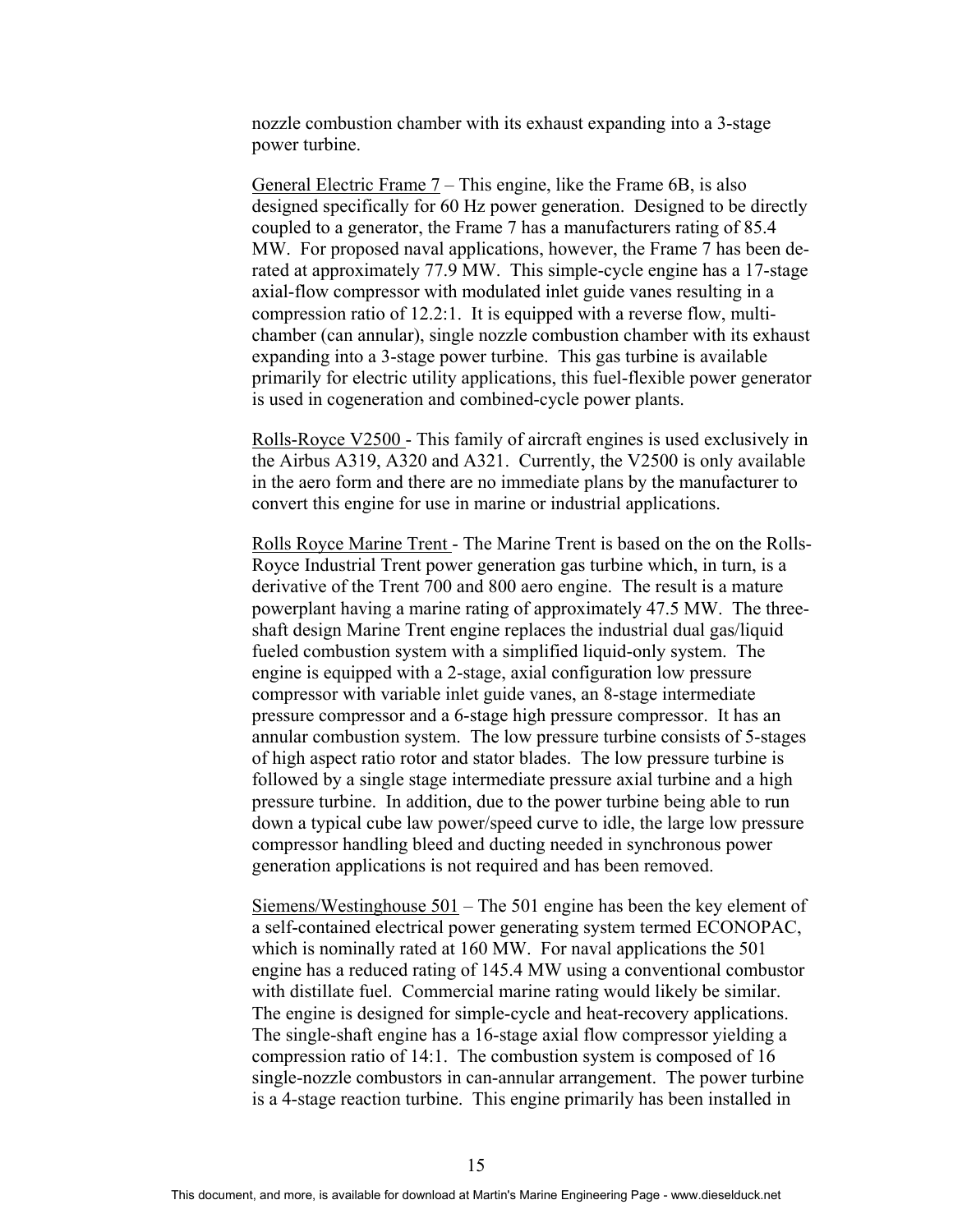nozzle combustion chamber with its exhaust expanding into a 3-stage power turbine.

<u>General Electric Frame 7</u> – This engine, like the Frame 6B, is also designed specifically for 60 Hz power generation. Designed to be directly coupled to a generator, the Frame 7 has a manufacturers rating of 85.4 MW. For proposed naval applications, however, the Frame 7 has been de-rated at approximately 77.9 MW. This simple-cycle engine has a 17-stage axial-flow compressor with modulated inlet guide vanes resulting in a compression ratio of 12.2:1. It is equipped with a reverse flow, multi-chamber (can annular), single nozzle combustion chamber with its exhaust expanding into a 3-stage power turbine. This gas turbine is available primarily for electric utility applications, this fuel-flexible power generator is used in cogeneration and combined-cycle power plants.

<u>Rolls-Royce V2500</u> - This family of aircraft engines is used exclusively in the Airbus A319, A320 and A321. Currently, the V2500 is only available in the aero form and there are no immediate plans by the manufacturer to convert this engine for use in marine or industrial applications.

<u>Rolls Royce Marine Trent</u> - The Marine Trent is based on the on the Rolls-Royce Industrial Trent power generation gas turbine which, in turn, is a derivative of the Trent 700 and 800 aero engine. The result is a mature powerplant having a marine rating of approximately 47.5 MW. The three-shaft design Marine Trent engine replaces the industrial dual gas/liquid fueled combustion system with a simplified liquid-only system. The engine is equipped with a 2-stage, axial configuration low pressure compressor with variable inlet guide vanes, an 8-stage intermediate pressure compressor and a 6-stage high pressure compressor. It has an annular combustion system. The low pressure turbine consists of 5-stages of high aspect ratio rotor and stator blades. The low pressure turbine is followed by a single stage intermediate pressure axial turbine and a high pressure turbine. In addition, due to the power turbine being able to run down a typical cube law power/speed curve to idle, the large low pressure compressor handling bleed and ducting needed in synchronous power generation applications is not required and has been removed.

<u>Siemens/Westinghouse 501</u> – The 501 engine has been the key element of a self-contained electrical power generating system termed ECONOPAC, which is nominally rated at 160 MW. For naval applications the 501 engine has a reduced rating of 145.4 MW using a conventional combustor with distillate fuel. Commercial marine rating would likely be similar. The engine is designed for simple-cycle and heat-recovery applications. The single-shaft engine has a 16-stage axial flow compressor yielding a compression ratio of 14:1. The combustion system is composed of 16 single-nozzle combustors in can-annular arrangement. The power turbine is a 4-stage reaction turbine. This engine primarily has been installed in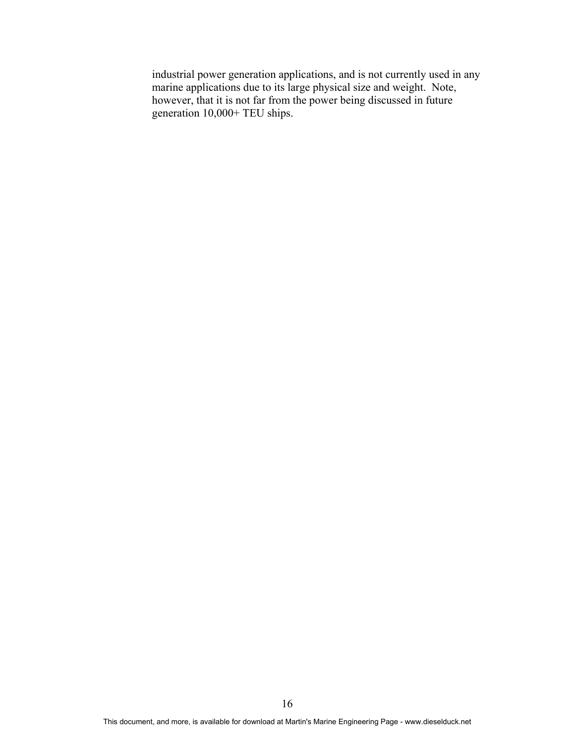industrial power generation applications, and is not currently used in any marine applications due to its large physical size and weight. Note, however, that it is not far from the power being discussed in future generation 10,000+ TEU ships.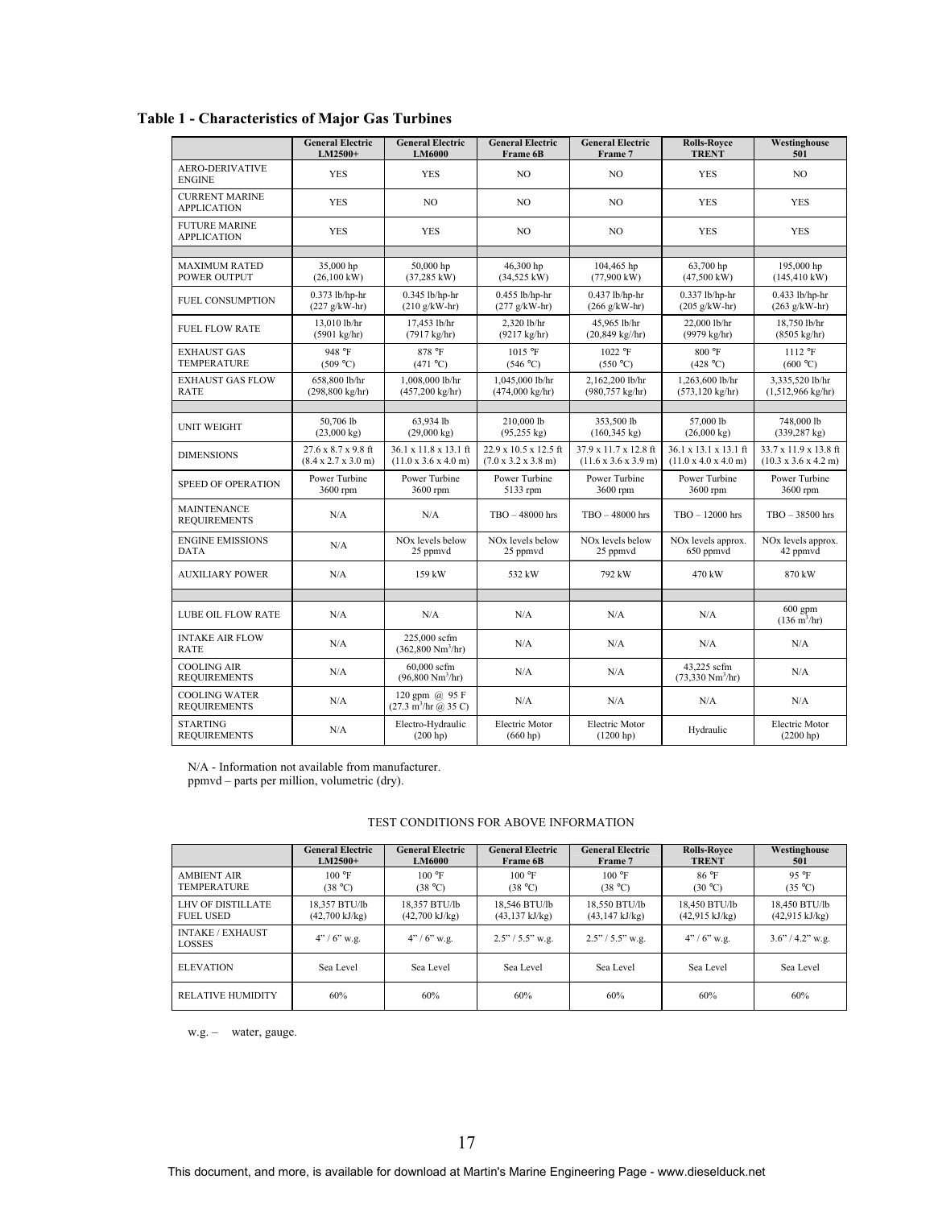**Table 1 - Characteristics of Major Gas Turbines**

| | General Electric LM2500+ | General Electric LM6000 | General Electric Frame 6B | General Electric Frame 7 | Rolls-Royce TRENT | Westinghouse 501 |
|---|---|---|---|---|---|---|
| AERO-DERIVATIVE ENGINE | YES | YES | NO | NO | YES | NO |
| CURRENT MARINE APPLICATION | YES | NO | NO | NO | YES | YES |
| FUTURE MARINE APPLICATION | YES | YES | NO | NO | YES | YES |
| | | | | | | |
| MAXIMUM RATED POWER OUTPUT | 35,000 hp (26,100 kW) | 50,000 hp (37,285 kW) | 46,300 hp (34,525 kW) | 104,465 hp (77,900 kW) | 63,700 hp (47,500 kW) | 195,000 hp (145,410 kW) |
| FUEL CONSUMPTION | 0.373 lb/hp-hr (227 g/kW-hr) | 0.345 lb/hp-hr (210 g/kW-hr) | 0.455 lb/hp-hr (277 g/kW-hr) | 0.437 lb/hp-hr (266 g/kW-hr) | 0.337 lb/hp-hr (205 g/kW-hr) | 0.433 lb/hp-hr (263 g/kW-hr) |
| FUEL FLOW RATE | 13,010 lb/hr (5901 kg/hr) | 17,453 lb/hr (7917 kg/hr) | 2,320 lb/hr (9217 kg/hr) | 45,965 lb/hr (20,849 kg//hr) | 22,000 lb/hr (9979 kg/hr) | 18,750 lb/hr (8505 kg/hr) |
| EXHAUST GAS TEMPERATURE | 948 °F (509 °C) | 878 °F (471 °C) | 1015 °F (546 °C) | 1022 °F (550 °C) | 800 °F (428 °C) | 1112 °F (600 °C) |
| EXHAUST GAS FLOW RATE | 658,800 lb/hr (298,800 kg/hr) | 1,008,000 lb/hr (457,200 kg/hr) | 1,045,000 lb/hr (474,000 kg/hr) | 2,162,200 lb/hr (980,757 kg/hr) | 1,263,600 lb/hr (573,120 kg/hr) | 3,335,520 lb/hr (1,512,966 kg/hr) |
| | | | | | | |
| UNIT WEIGHT | 50,706 lb (23,000 kg) | 63,934 lb (29,000 kg) | 210,000 lb (95,255 kg) | 353,500 lb (160,345 kg) | 57,000 lb (26,000 kg) | 748,000 lb (339,287 kg) |
| DIMENSIONS | 27.6 x 8.7 x 9.8 ft (8.4 x 2.7 x 3.0 m) | 36.1 x 11.8 x 13.1 ft (11.0 x 3.6 x 4.0 m) | 22.9 x 10.5 x 12.5 ft (7.0 x 3.2 x 3.8 m) | 37.9 x 11.7 x 12.8 ft (11.6 x 3.6 x 3.9 m) | 36.1 x 13.1 x 13.1 ft (11.0 x 4.0 x 4.0 m) | 33.7 x 11.9 x 13.8 ft (10.3 x 3.6 x 4.2 m) |
| SPEED OF OPERATION | Power Turbine 3600 rpm | Power Turbine 3600 rpm | Power Turbine 5133 rpm | Power Turbine 3600 rpm | Power Turbine 3600 rpm | Power Turbine 3600 rpm |
| MAINTENANCE REQUIREMENTS | N/A | N/A | TBO – 48000 hrs | TBO – 48000 hrs | TBO – 12000 hrs | TBO – 38500 hrs |
| ENGINE EMISSIONS DATA | N/A | NOx levels below 25 ppmvd | NOx levels below 25 ppmvd | NOx levels below 25 ppmvd | NOx levels approx. 650 ppmvd | NOx levels approx. 42 ppmvd |
| AUXILIARY POWER | N/A | 159 kW | 532 kW | 792 kW | 470 kW | 870 kW |
| | | | | | | |
| LUBE OIL FLOW RATE | N/A | N/A | N/A | N/A | N/A | 600 gpm (136 $m^3$/hr) |
| INTAKE AIR FLOW RATE | N/A | 225,000 scfm (362,800 $Nm^3$/hr) | N/A | N/A | N/A | N/A |
| COOLING AIR REQUIREMENTS | N/A | 60,000 scfm (96,800 $Nm^3$/hr) | N/A | N/A | 43,225 scfm (73,330 $Nm^3$/hr) | N/A |
| COOLING WATER REQUIREMENTS | N/A | 120 gpm @ 95 F (27.3 $m^3$/hr @ 35 C) | N/A | N/A | N/A | N/A |
| STARTING REQUIREMENTS | N/A | Electro-Hydraulic (200 hp) | Electric Motor (660 hp) | Electric Motor (1200 hp) | Hydraulic | Electric Motor (2200 hp) |

N/A - Information not available from manufacturer.
ppmvd – parts per million, volumetric (dry).

TEST CONDITIONS FOR ABOVE INFORMATION

| | General Electric LM2500+ | General Electric LM6000 | General Electric Frame 6B | General Electric Frame 7 | Rolls-Royce TRENT | Westinghouse 501 |
|---|---|---|---|---|---|---|
| AMBIENT AIR TEMPERATURE | 100 °F (38 °C) | 100 °F (38 °C) | 100 °F (38 °C) | 100 °F (38 °C) | 86 °F (30 °C) | 95 °F (35 °C) |
| LHV OF DISTILLATE FUEL USED | 18,357 BTU/lb (42,700 kJ/kg) | 18,357 BTU/lb (42,700 kJ/kg) | 18,546 BTU/lb (43,137 kJ/kg) | 18,550 BTU/lb (43,147 kJ/kg) | 18,450 BTU/lb (42,915 kJ/kg) | 18,450 BTU/lb (42,915 kJ/kg) |
| INTAKE / EXHAUST LOSSES | 4" / 6" w.g. | 4" / 6" w.g. | 2.5" / 5.5" w.g. | 2.5" / 5.5" w.g. | 4" / 6" w.g. | 3.6" / 4.2" w.g. |
| ELEVATION | Sea Level | Sea Level | Sea Level | Sea Level | Sea Level | Sea Level |
| RELATIVE HUMIDITY | 60% | 60% | 60% | 60% | 60% | 60% |

w.g. – water, gauge.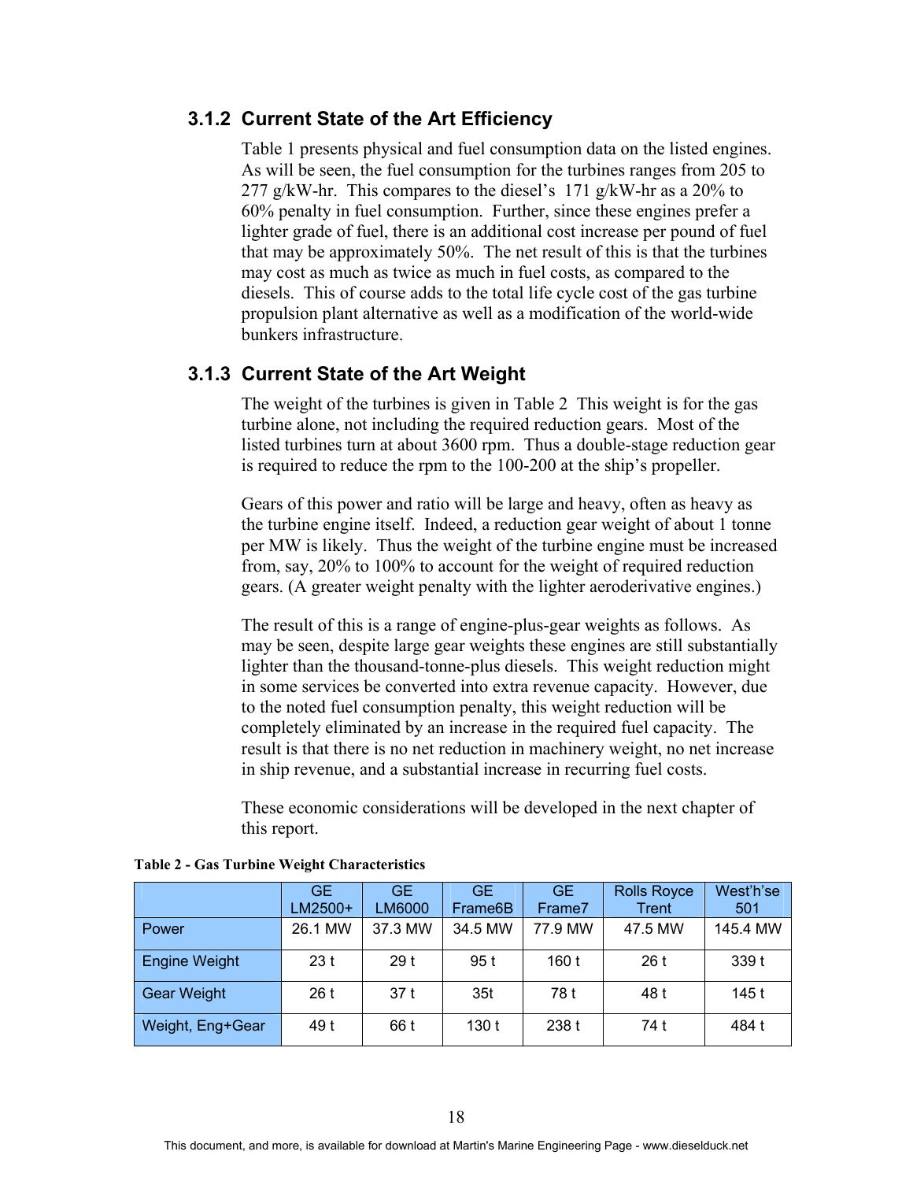### 3.1.2 Current State of the Art Efficiency

Table 1 presents physical and fuel consumption data on the listed engines. As will be seen, the fuel consumption for the turbines ranges from 205 to 277 g/kW-hr. This compares to the diesel's 171 g/kW-hr as a 20% to 60% penalty in fuel consumption. Further, since these engines prefer a lighter grade of fuel, there is an additional cost increase per pound of fuel that may be approximately 50%. The net result of this is that the turbines may cost as much as twice as much in fuel costs, as compared to the diesels. This of course adds to the total life cycle cost of the gas turbine propulsion plant alternative as well as a modification of the world-wide bunkers infrastructure.

### 3.1.3 Current State of the Art Weight

The weight of the turbines is given in Table 2 This weight is for the gas turbine alone, not including the required reduction gears. Most of the listed turbines turn at about 3600 rpm. Thus a double-stage reduction gear is required to reduce the rpm to the 100-200 at the ship's propeller.

Gears of this power and ratio will be large and heavy, often as heavy as the turbine engine itself. Indeed, a reduction gear weight of about 1 tonne per MW is likely. Thus the weight of the turbine engine must be increased from, say, 20% to 100% to account for the weight of required reduction gears. (A greater weight penalty with the lighter aeroderivative engines.)

The result of this is a range of engine-plus-gear weights as follows. As may be seen, despite large gear weights these engines are still substantially lighter than the thousand-tonne-plus diesels. This weight reduction might in some services be converted into extra revenue capacity. However, due to the noted fuel consumption penalty, this weight reduction will be completely eliminated by an increase in the required fuel capacity. The result is that there is no net reduction in machinery weight, no net increase in ship revenue, and a substantial increase in recurring fuel costs.

These economic considerations will be developed in the next chapter of this report.

**Table 2 - Gas Turbine Weight Characteristics**

| | GE LM2500+ | GE LM6000 | GE Frame6B | GE Frame7 | Rolls Royce Trent | West'h'se 501 |
|---|---|---|---|---|---|---|
| Power | 26.1 MW | 37.3 MW | 34.5 MW | 77.9 MW | 47.5 MW | 145.4 MW |
| Engine Weight | 23 t | 29 t | 95 t | 160 t | 26 t | 339 t |
| Gear Weight | 26 t | 37 t | 35t | 78 t | 48 t | 145 t |
| Weight, Eng+Gear | 49 t | 66 t | 130 t | 238 t | 74 t | 484 t |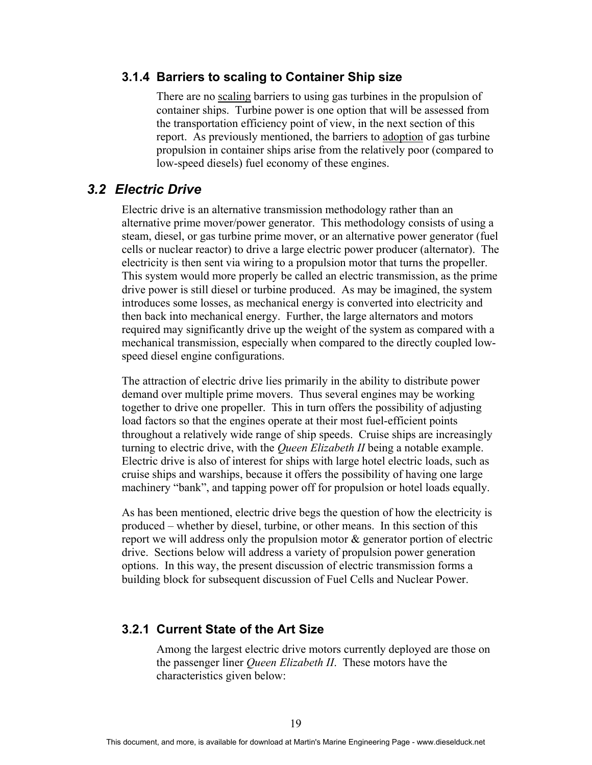### 3.1.4 Barriers to scaling to Container Ship size

There are no scaling barriers to using gas turbines in the propulsion of container ships. Turbine power is one option that will be assessed from the transportation efficiency point of view, in the next section of this report. As previously mentioned, the barriers to adoption of gas turbine propulsion in container ships arise from the relatively poor (compared to low-speed diesels) fuel economy of these engines.

## *3.2 Electric Drive*

Electric drive is an alternative transmission methodology rather than an alternative prime mover/power generator. This methodology consists of using a steam, diesel, or gas turbine prime mover, or an alternative power generator (fuel cells or nuclear reactor) to drive a large electric power producer (alternator). The electricity is then sent via wiring to a propulsion motor that turns the propeller. This system would more properly be called an electric transmission, as the prime drive power is still diesel or turbine produced. As may be imagined, the system introduces some losses, as mechanical energy is converted into electricity and then back into mechanical energy. Further, the large alternators and motors required may significantly drive up the weight of the system as compared with a mechanical transmission, especially when compared to the directly coupled low-speed diesel engine configurations.

The attraction of electric drive lies primarily in the ability to distribute power demand over multiple prime movers. Thus several engines may be working together to drive one propeller. This in turn offers the possibility of adjusting load factors so that the engines operate at their most fuel-efficient points throughout a relatively wide range of ship speeds. Cruise ships are increasingly turning to electric drive, with the *Queen Elizabeth II* being a notable example. Electric drive is also of interest for ships with large hotel electric loads, such as cruise ships and warships, because it offers the possibility of having one large machinery "bank", and tapping power off for propulsion or hotel loads equally.

As has been mentioned, electric drive begs the question of how the electricity is produced – whether by diesel, turbine, or other means. In this section of this report we will address only the propulsion motor & generator portion of electric drive. Sections below will address a variety of propulsion power generation options. In this way, the present discussion of electric transmission forms a building block for subsequent discussion of Fuel Cells and Nuclear Power.

### 3.2.1 Current State of the Art Size

Among the largest electric drive motors currently deployed are those on the passenger liner *Queen Elizabeth II*. These motors have the characteristics given below: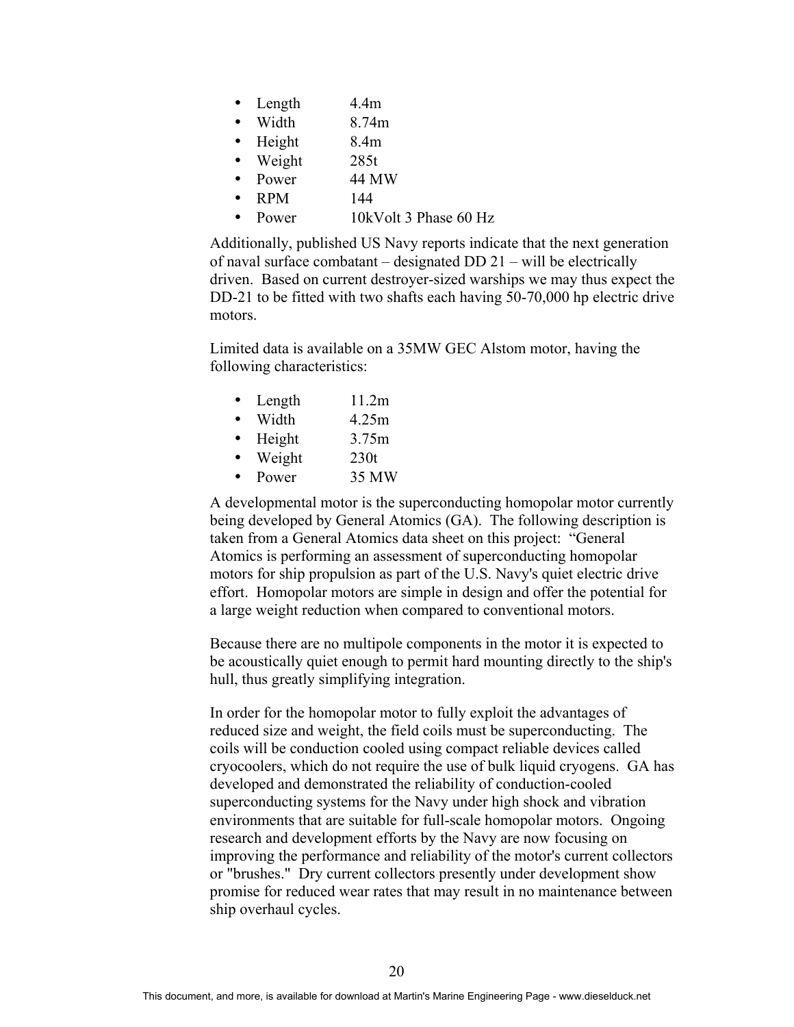- Length 4.4m
- Width 8.74m
- Height 8.4m
- Weight 285t
- Power 44 MW
- RPM 144
- Power 10kVolt 3 Phase 60 Hz

Additionally, published US Navy reports indicate that the next generation of naval surface combatant – designated DD 21 – will be electrically driven. Based on current destroyer-sized warships we may thus expect the DD-21 to be fitted with two shafts each having 50-70,000 hp electric drive motors.

Limited data is available on a 35MW GEC Alstom motor, having the following characteristics:

- Length 11.2m
- Width 4.25m
- Height 3.75m
- Weight 230t
- Power 35 MW

A developmental motor is the superconducting homopolar motor currently being developed by General Atomics (GA). The following description is taken from a General Atomics data sheet on this project: "General Atomics is performing an assessment of superconducting homopolar motors for ship propulsion as part of the U.S. Navy's quiet electric drive effort. Homopolar motors are simple in design and offer the potential for a large weight reduction when compared to conventional motors.

Because there are no multipole components in the motor it is expected to be acoustically quiet enough to permit hard mounting directly to the ship's hull, thus greatly simplifying integration.

In order for the homopolar motor to fully exploit the advantages of reduced size and weight, the field coils must be superconducting. The coils will be conduction cooled using compact reliable devices called cryocoolers, which do not require the use of bulk liquid cryogens. GA has developed and demonstrated the reliability of conduction-cooled superconducting systems for the Navy under high shock and vibration environments that are suitable for full-scale homopolar motors. Ongoing research and development efforts by the Navy are now focusing on improving the performance and reliability of the motor's current collectors or "brushes." Dry current collectors presently under development show promise for reduced wear rates that may result in no maintenance between ship overhaul cycles.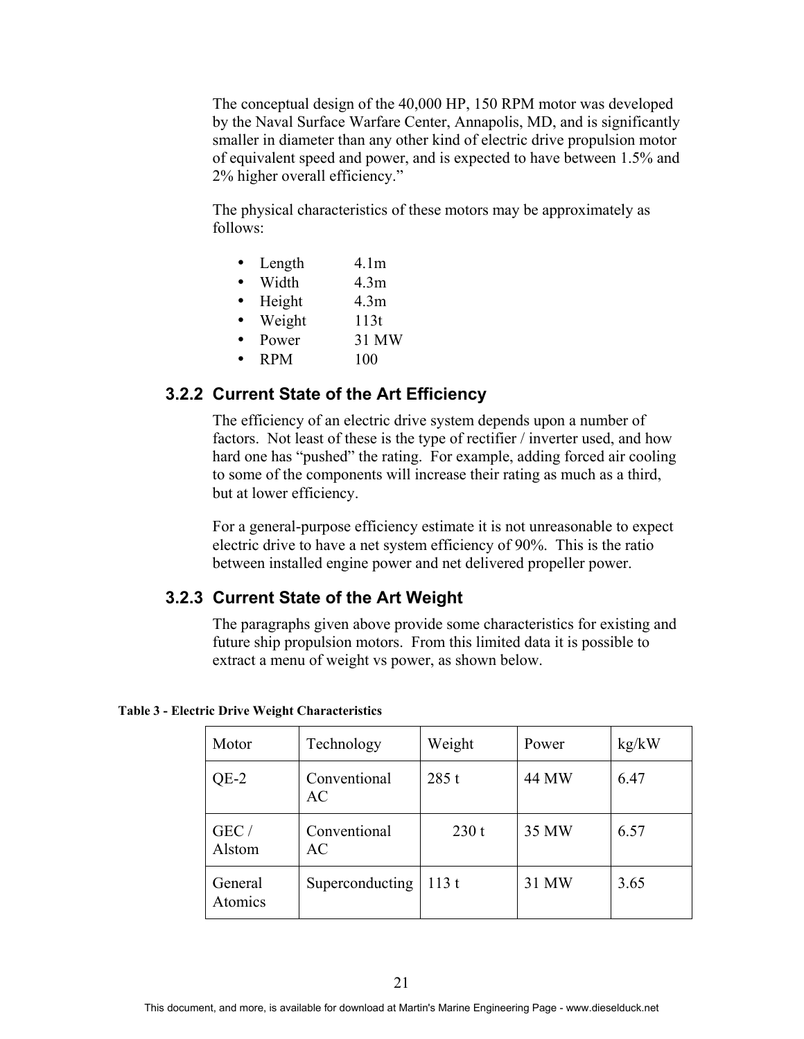The conceptual design of the 40,000 HP, 150 RPM motor was developed by the Naval Surface Warfare Center, Annapolis, MD, and is significantly smaller in diameter than any other kind of electric drive propulsion motor of equivalent speed and power, and is expected to have between 1.5% and 2% higher overall efficiency."

The physical characteristics of these motors may be approximately as follows:

- Length 4.1m
- Width 4.3m
- Height 4.3m
- Weight 113t
- Power 31 MW
- RPM 100

### 3.2.2 Current State of the Art Efficiency

The efficiency of an electric drive system depends upon a number of factors. Not least of these is the type of rectifier / inverter used, and how hard one has "pushed" the rating. For example, adding forced air cooling to some of the components will increase their rating as much as a third, but at lower efficiency.

For a general-purpose efficiency estimate it is not unreasonable to expect electric drive to have a net system efficiency of 90%. This is the ratio between installed engine power and net delivered propeller power.

### 3.2.3 Current State of the Art Weight

The paragraphs given above provide some characteristics for existing and future ship propulsion motors. From this limited data it is possible to extract a menu of weight vs power, as shown below.

**Table 3 - Electric Drive Weight Characteristics**

| Motor | Technology | Weight | Power | kg/kW |
|---|---|---|---|---|
| QE-2 | Conventional AC | 285 t | 44 MW | 6.47 |
| GEC / Alstom | Conventional AC | 230 t | 35 MW | 6.57 |
| General Atomics | Superconducting | 113 t | 31 MW | 3.65 |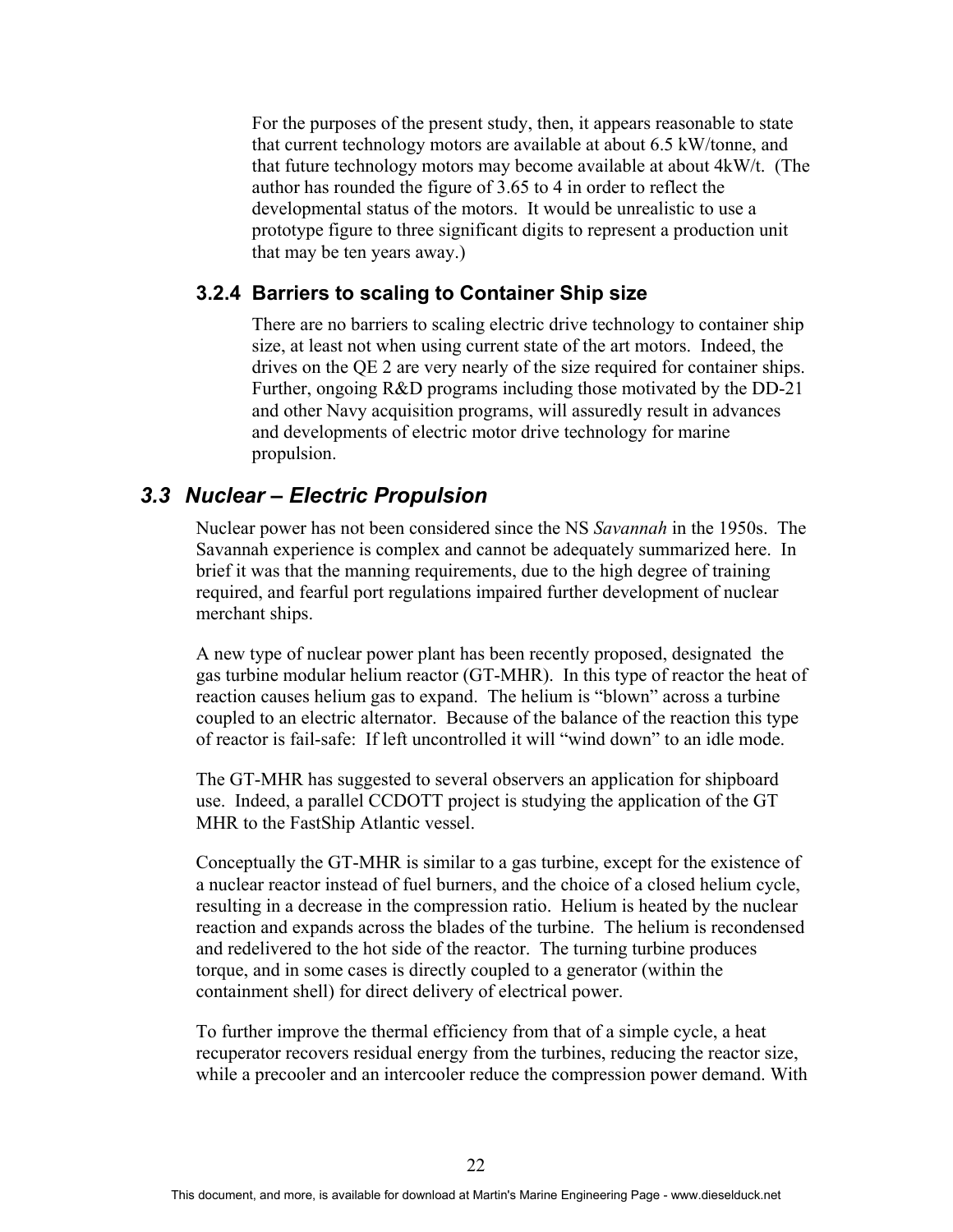For the purposes of the present study, then, it appears reasonable to state that current technology motors are available at about 6.5 kW/tonne, and that future technology motors may become available at about 4kW/t. (The author has rounded the figure of 3.65 to 4 in order to reflect the developmental status of the motors. It would be unrealistic to use a prototype figure to three significant digits to represent a production unit that may be ten years away.)

### 3.2.4 Barriers to scaling to Container Ship size

There are no barriers to scaling electric drive technology to container ship size, at least not when using current state of the art motors. Indeed, the drives on the QE 2 are very nearly of the size required for container ships. Further, ongoing R&D programs including those motivated by the DD-21 and other Navy acquisition programs, will assuredly result in advances and developments of electric motor drive technology for marine propulsion.

## *3.3 Nuclear – Electric Propulsion*

Nuclear power has not been considered since the NS *Savannah* in the 1950s. The Savannah experience is complex and cannot be adequately summarized here. In brief it was that the manning requirements, due to the high degree of training required, and fearful port regulations impaired further development of nuclear merchant ships.

A new type of nuclear power plant has been recently proposed, designated the gas turbine modular helium reactor (GT-MHR). In this type of reactor the heat of reaction causes helium gas to expand. The helium is "blown" across a turbine coupled to an electric alternator. Because of the balance of the reaction this type of reactor is fail-safe: If left uncontrolled it will "wind down" to an idle mode.

The GT-MHR has suggested to several observers an application for shipboard use. Indeed, a parallel CCDOTT project is studying the application of the GT MHR to the FastShip Atlantic vessel.

Conceptually the GT-MHR is similar to a gas turbine, except for the existence of a nuclear reactor instead of fuel burners, and the choice of a closed helium cycle, resulting in a decrease in the compression ratio. Helium is heated by the nuclear reaction and expands across the blades of the turbine. The helium is recondensed and redelivered to the hot side of the reactor. The turning turbine produces torque, and in some cases is directly coupled to a generator (within the containment shell) for direct delivery of electrical power.

To further improve the thermal efficiency from that of a simple cycle, a heat recuperator recovers residual energy from the turbines, reducing the reactor size, while a precooler and an intercooler reduce the compression power demand. With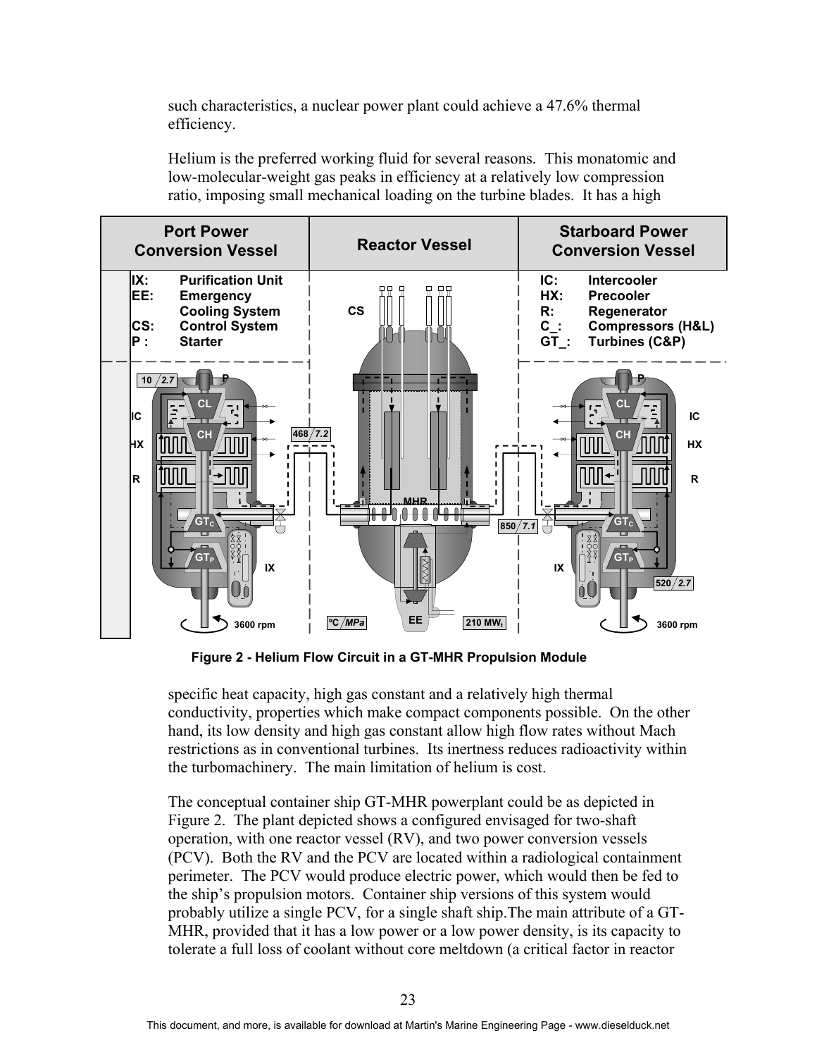such characteristics, a nuclear power plant could achieve a 47.6% thermal efficiency.

Helium is the preferred working fluid for several reasons. This monatomic and low-molecular-weight gas peaks in efficiency at a relatively low compression ratio, imposing small mechanical loading on the turbine blades. It has a high

**Figure 2 - Helium Flow Circuit in a GT-MHR Propulsion Module**

specific heat capacity, high gas constant and a relatively high thermal conductivity, properties which make compact components possible. On the other hand, its low density and high gas constant allow high flow rates without Mach restrictions as in conventional turbines. Its inertness reduces radioactivity within the turbomachinery. The main limitation of helium is cost.

The conceptual container ship GT-MHR powerplant could be as depicted in Figure 2. The plant depicted shows a configured envisaged for two-shaft operation, with one reactor vessel (RV), and two power conversion vessels (PCV). Both the RV and the PCV are located within a radiological containment perimeter. The PCV would produce electric power, which would then be fed to the ship's propulsion motors. Container ship versions of this system would probably utilize a single PCV, for a single shaft ship.The main attribute of a GT-MHR, provided that it has a low power or a low power density, is its capacity to tolerate a full loss of coolant without core meltdown (a critical factor in reactor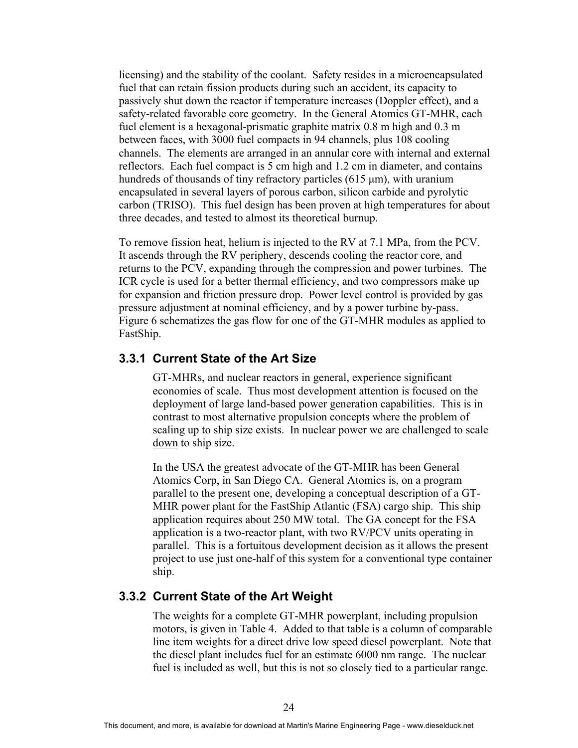licensing) and the stability of the coolant. Safety resides in a microencapsulated fuel that can retain fission products during such an accident, its capacity to passively shut down the reactor if temperature increases (Doppler effect), and a safety-related favorable core geometry. In the General Atomics GT-MHR, each fuel element is a hexagonal-prismatic graphite matrix 0.8 m high and 0.3 m between faces, with 3000 fuel compacts in 94 channels, plus 108 cooling channels. The elements are arranged in an annular core with internal and external reflectors. Each fuel compact is 5 cm high and 1.2 cm in diameter, and contains hundreds of thousands of tiny refractory particles (615 µm), with uranium encapsulated in several layers of porous carbon, silicon carbide and pyrolytic carbon (TRISO). This fuel design has been proven at high temperatures for about three decades, and tested to almost its theoretical burnup.

To remove fission heat, helium is injected to the RV at 7.1 MPa, from the PCV. It ascends through the RV periphery, descends cooling the reactor core, and returns to the PCV, expanding through the compression and power turbines. The ICR cycle is used for a better thermal efficiency, and two compressors make up for expansion and friction pressure drop. Power level control is provided by gas pressure adjustment at nominal efficiency, and by a power turbine by-pass. Figure 6 schematizes the gas flow for one of the GT-MHR modules as applied to FastShip.

### 3.3.1 Current State of the Art Size

GT-MHRs, and nuclear reactors in general, experience significant economies of scale. Thus most development attention is focused on the deployment of large land-based power generation capabilities. This is in contrast to most alternative propulsion concepts where the problem of scaling up to ship size exists. In nuclear power we are challenged to scale <u>down</u> to ship size.

In the USA the greatest advocate of the GT-MHR has been General Atomics Corp, in San Diego CA. General Atomics is, on a program parallel to the present one, developing a conceptual description of a GT-MHR power plant for the FastShip Atlantic (FSA) cargo ship. This ship application requires about 250 MW total. The GA concept for the FSA application is a two-reactor plant, with two RV/PCV units operating in parallel. This is a fortuitous development decision as it allows the present project to use just one-half of this system for a conventional type container ship.

### 3.3.2 Current State of the Art Weight

The weights for a complete GT-MHR powerplant, including propulsion motors, is given in Table 4. Added to that table is a column of comparable line item weights for a direct drive low speed diesel powerplant. Note that the diesel plant includes fuel for an estimate 6000 nm range. The nuclear fuel is included as well, but this is not so closely tied to a particular range.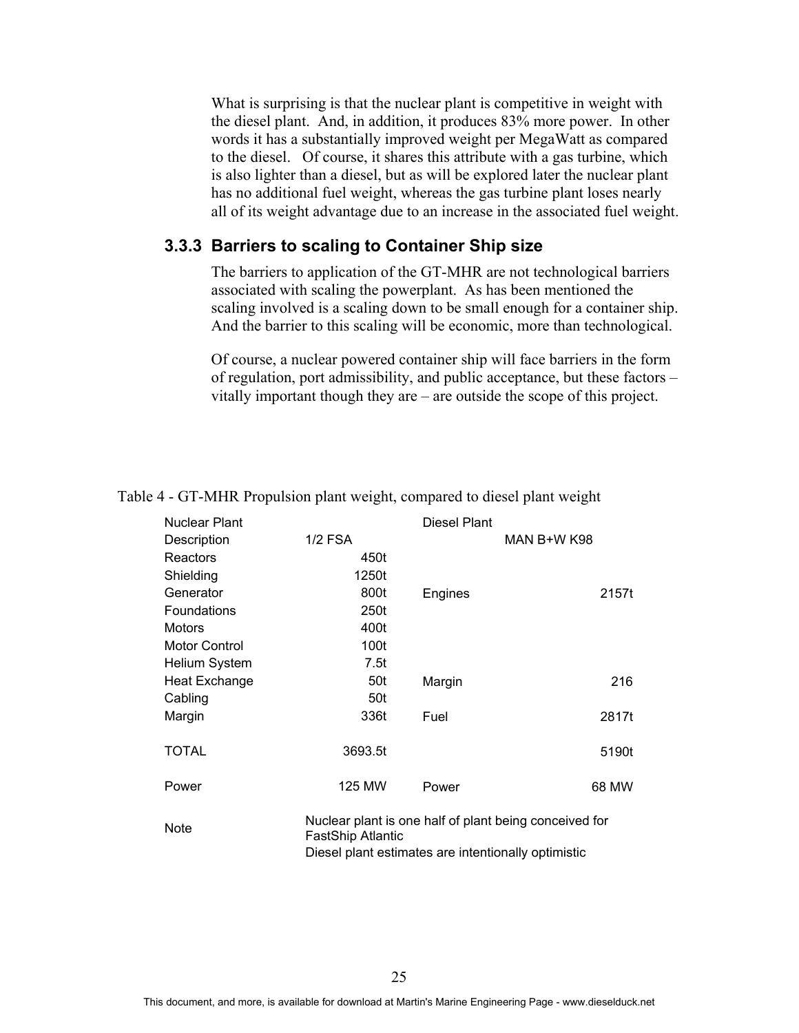What is surprising is that the nuclear plant is competitive in weight with the diesel plant. And, in addition, it produces 83% more power. In other words it has a substantially improved weight per MegaWatt as compared to the diesel. Of course, it shares this attribute with a gas turbine, which is also lighter than a diesel, but as will be explored later the nuclear plant has no additional fuel weight, whereas the gas turbine plant loses nearly all of its weight advantage due to an increase in the associated fuel weight.

### 3.3.3 Barriers to scaling to Container Ship size

The barriers to application of the GT-MHR are not technological barriers associated with scaling the powerplant. As has been mentioned the scaling involved is a scaling down to be small enough for a container ship. And the barrier to this scaling will be economic, more than technological.

Of course, a nuclear powered container ship will face barriers in the form of regulation, port admissibility, and public acceptance, but these factors – vitally important though they are – are outside the scope of this project.

Table 4 - GT-MHR Propulsion plant weight, compared to diesel plant weight

| Nuclear Plant | | Diesel Plant | |
|---|---|---|---|
| Description | 1/2 FSA | | MAN B+W K98 |
| Reactors | 450t | | |
| Shielding | 1250t | | |
| Generator | 800t | Engines | 2157t |
| Foundations | 250t | | |
| Motors | 400t | | |
| Motor Control | 100t | | |
| Helium System | 7.5t | | |
| Heat Exchange | 50t | Margin | 216 |
| Cabling | 50t | | |
| Margin | 336t | Fuel | 2817t |
| TOTAL | 3693.5t | | 5190t |
| Power | 125 MW | Power | 68 MW |
| Note | Nuclear plant is one half of plant being conceived for FastShip Atlantic<br>Diesel plant estimates are intentionally optimistic | | |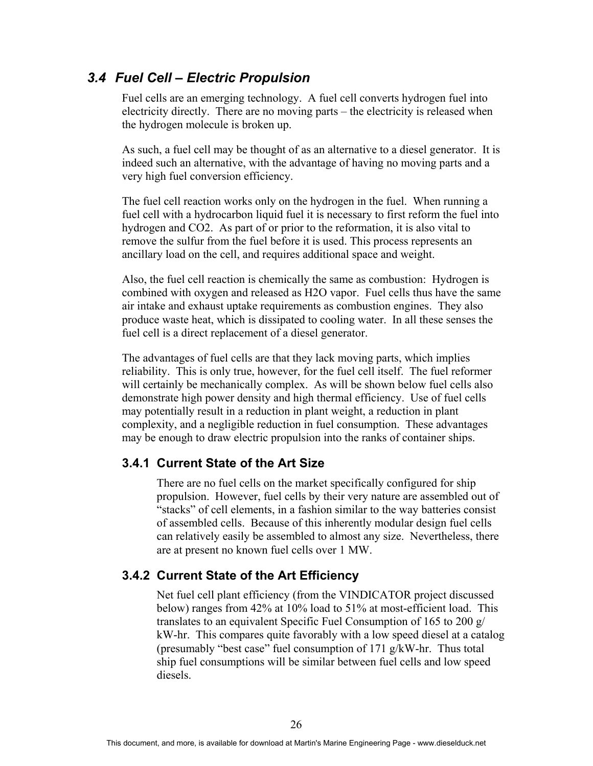## *3.4 Fuel Cell – Electric Propulsion*

Fuel cells are an emerging technology. A fuel cell converts hydrogen fuel into electricity directly. There are no moving parts – the electricity is released when the hydrogen molecule is broken up.

As such, a fuel cell may be thought of as an alternative to a diesel generator. It is indeed such an alternative, with the advantage of having no moving parts and a very high fuel conversion efficiency.

The fuel cell reaction works only on the hydrogen in the fuel. When running a fuel cell with a hydrocarbon liquid fuel it is necessary to first reform the fuel into hydrogen and $CO_2$. As part of or prior to the reformation, it is also vital to remove the sulfur from the fuel before it is used. This process represents an ancillary load on the cell, and requires additional space and weight.

Also, the fuel cell reaction is chemically the same as combustion: Hydrogen is combined with oxygen and released as $H_2O$ vapor. Fuel cells thus have the same air intake and exhaust uptake requirements as combustion engines. They also produce waste heat, which is dissipated to cooling water. In all these senses the fuel cell is a direct replacement of a diesel generator.

The advantages of fuel cells are that they lack moving parts, which implies reliability. This is only true, however, for the fuel cell itself. The fuel reformer will certainly be mechanically complex. As will be shown below fuel cells also demonstrate high power density and high thermal efficiency. Use of fuel cells may potentially result in a reduction in plant weight, a reduction in plant complexity, and a negligible reduction in fuel consumption. These advantages may be enough to draw electric propulsion into the ranks of container ships.

### 3.4.1 Current State of the Art Size

There are no fuel cells on the market specifically configured for ship propulsion. However, fuel cells by their very nature are assembled out of "stacks" of cell elements, in a fashion similar to the way batteries consist of assembled cells. Because of this inherently modular design fuel cells can relatively easily be assembled to almost any size. Nevertheless, there are at present no known fuel cells over 1 MW.

### 3.4.2 Current State of the Art Efficiency

Net fuel cell plant efficiency (from the VINDICATOR project discussed below) ranges from 42% at 10% load to 51% at most-efficient load. This translates to an equivalent Specific Fuel Consumption of 165 to 200 g/kW-hr. This compares quite favorably with a low speed diesel at a catalog (presumably "best case" fuel consumption of 171 g/kW-hr. Thus total ship fuel consumptions will be similar between fuel cells and low speed diesels.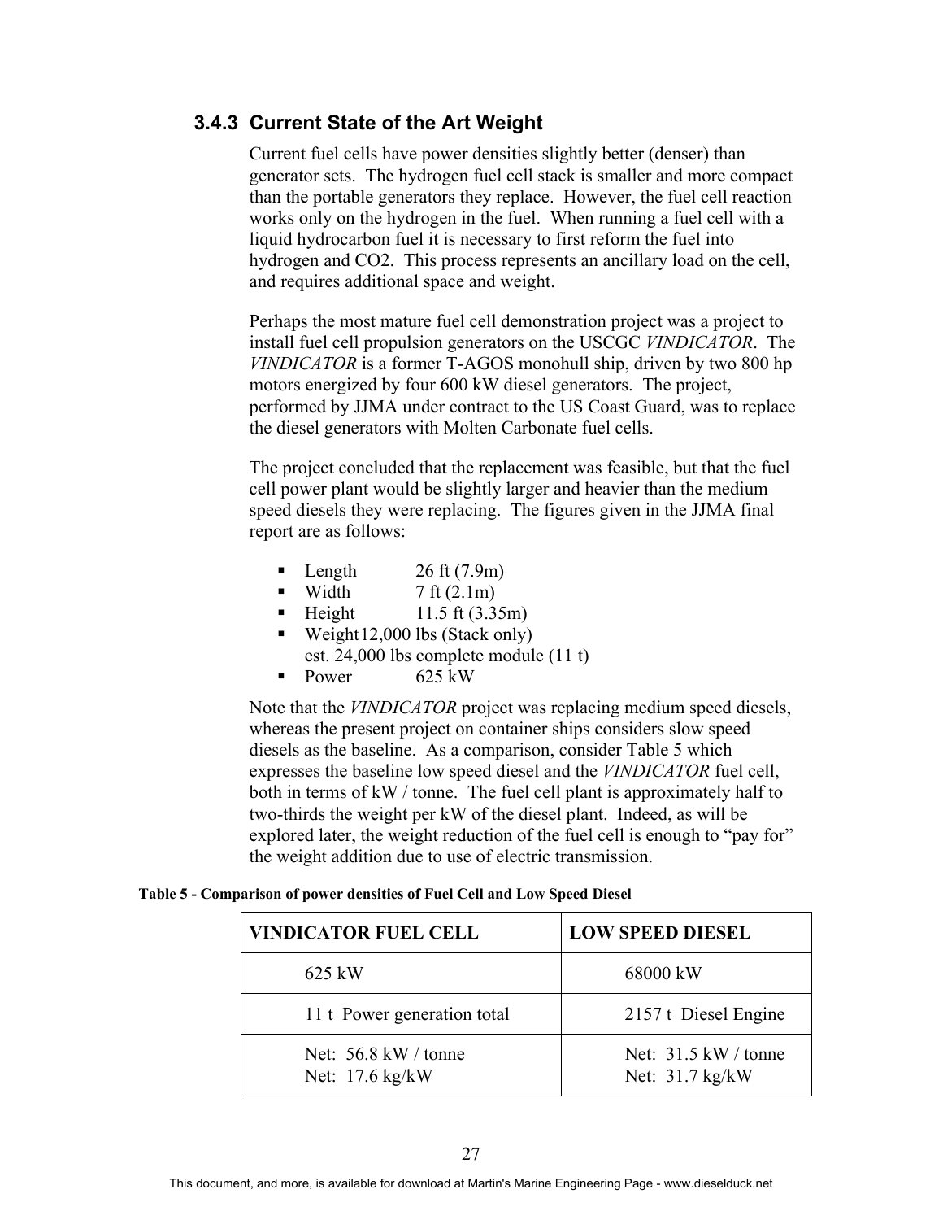### 3.4.3 Current State of the Art Weight

Current fuel cells have power densities slightly better (denser) than generator sets. The hydrogen fuel cell stack is smaller and more compact than the portable generators they replace. However, the fuel cell reaction works only on the hydrogen in the fuel. When running a fuel cell with a liquid hydrocarbon fuel it is necessary to first reform the fuel into hydrogen and CO2. This process represents an ancillary load on the cell, and requires additional space and weight.

Perhaps the most mature fuel cell demonstration project was a project to install fuel cell propulsion generators on the USCGC *VINDICATOR*. The *VINDICATOR* is a former T-AGOS monohull ship, driven by two 800 hp motors energized by four 600 kW diesel generators. The project, performed by JJMA under contract to the US Coast Guard, was to replace the diesel generators with Molten Carbonate fuel cells.

The project concluded that the replacement was feasible, but that the fuel cell power plant would be slightly larger and heavier than the medium speed diesels they were replacing. The figures given in the JJMA final report are as follows:

- Length 26 ft (7.9m)
- Width 7 ft (2.1m)
- Height 11.5 ft (3.35m)
- Weight 12,000 lbs (Stack only)
  est. 24,000 lbs complete module (11 t)
- Power 625 kW

Note that the *VINDICATOR* project was replacing medium speed diesels, whereas the present project on container ships considers slow speed diesels as the baseline. As a comparison, consider Table 5 which expresses the baseline low speed diesel and the *VINDICATOR* fuel cell, both in terms of kW / tonne. The fuel cell plant is approximately half to two-thirds the weight per kW of the diesel plant. Indeed, as will be explored later, the weight reduction of the fuel cell is enough to "pay for" the weight addition due to use of electric transmission.

**Table 5 - Comparison of power densities of Fuel Cell and Low Speed Diesel**

| VINDICATOR FUEL CELL | LOW SPEED DIESEL |
|---|---|
| 625 kW | 68000 kW |
| 11 t Power generation total | 2157 t Diesel Engine |
| Net: 56.8 kW / tonne<br>Net: 17.6 kg/kW | Net: 31.5 kW / tonne<br>Net: 31.7 kg/kW |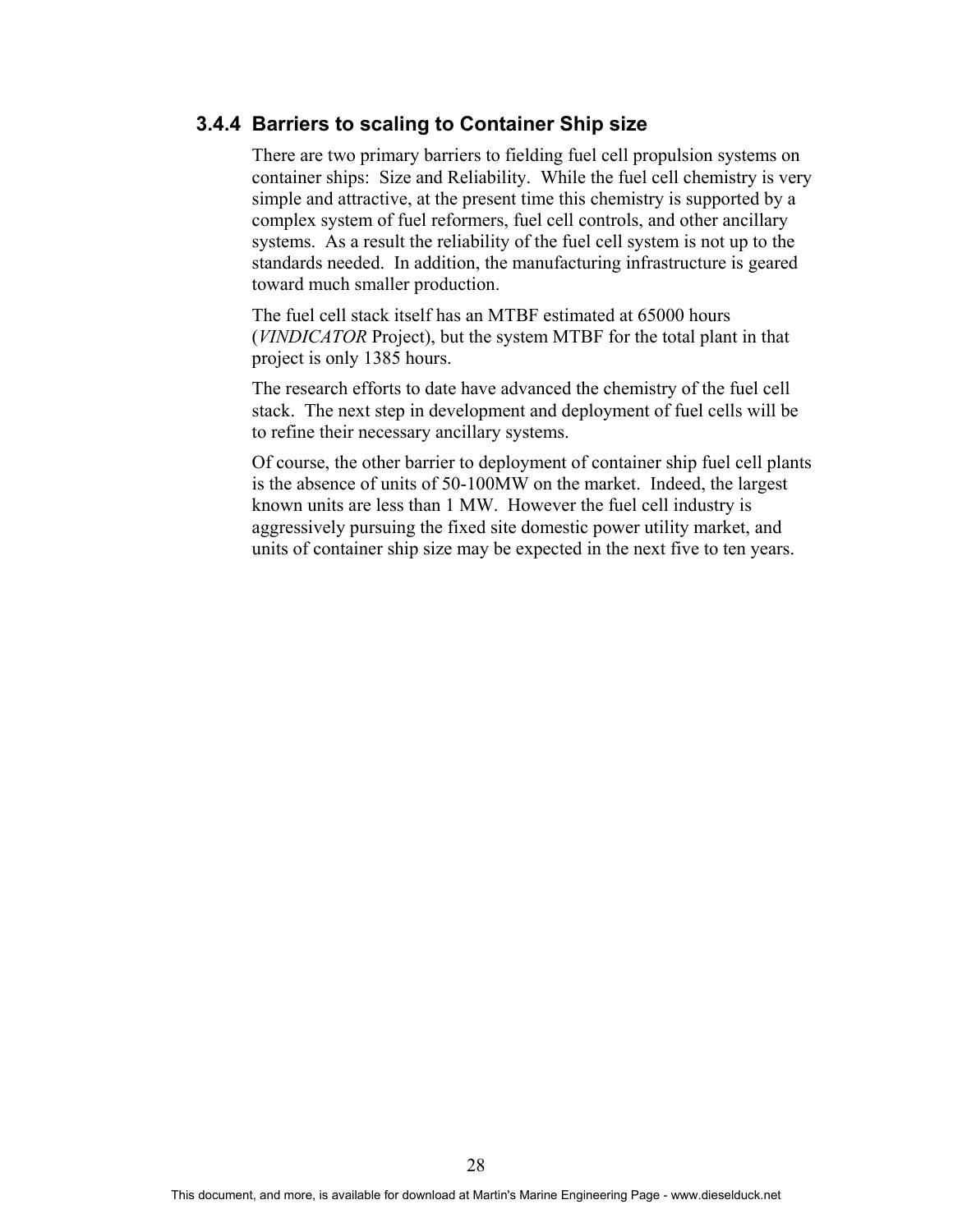### 3.4.4 Barriers to scaling to Container Ship size

There are two primary barriers to fielding fuel cell propulsion systems on container ships: Size and Reliability. While the fuel cell chemistry is very simple and attractive, at the present time this chemistry is supported by a complex system of fuel reformers, fuel cell controls, and other ancillary systems. As a result the reliability of the fuel cell system is not up to the standards needed. In addition, the manufacturing infrastructure is geared toward much smaller production.

The fuel cell stack itself has an MTBF estimated at 65000 hours (*VINDICATOR* Project), but the system MTBF for the total plant in that project is only 1385 hours.

The research efforts to date have advanced the chemistry of the fuel cell stack. The next step in development and deployment of fuel cells will be to refine their necessary ancillary systems.

Of course, the other barrier to deployment of container ship fuel cell plants is the absence of units of 50-100MW on the market. Indeed, the largest known units are less than 1 MW. However the fuel cell industry is aggressively pursuing the fixed site domestic power utility market, and units of container ship size may be expected in the next five to ten years.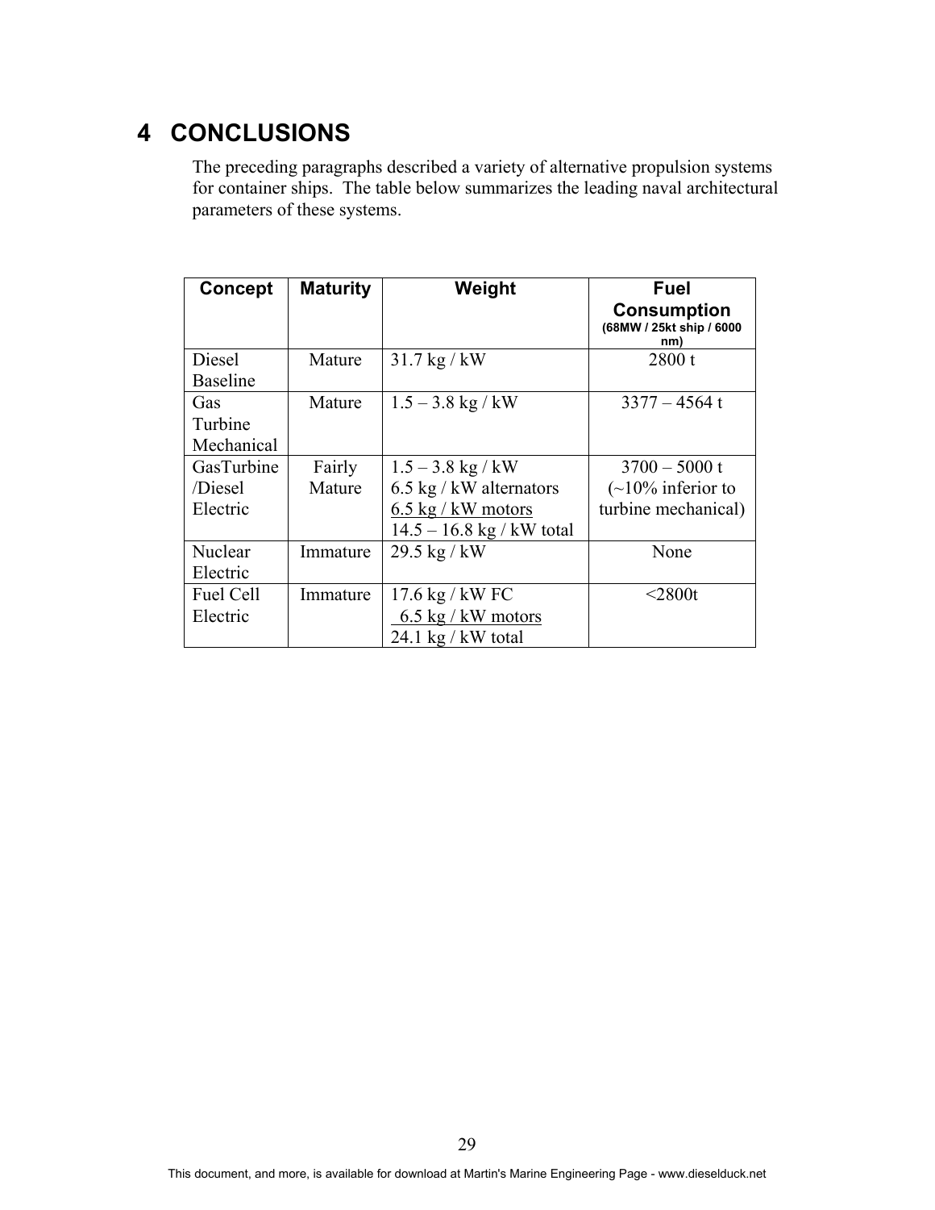# 4 CONCLUSIONS

The preceding paragraphs described a variety of alternative propulsion systems for container ships. The table below summarizes the leading naval architectural parameters of these systems.

| Concept | Maturity | Weight | Fuel Consumption (68MW / 25kt ship / 6000 nm) |
|---|---|---|---|
| Diesel Baseline | Mature | 31.7 kg / kW | 2800 t |
| Gas Turbine Mechanical | Mature | 1.5 – 3.8 kg / kW | 3377 – 4564 t |
| GasTurbine /Diesel Electric | Fairly Mature | 1.5 – 3.8 kg / kW<br>6.5 kg / kW alternators<br>6.5 kg / kW motors<br>14.5 – 16.8 kg / kW total | 3700 – 5000 t (~10% inferior to turbine mechanical) |
| Nuclear Electric | Immature | 29.5 kg / kW | None |
| Fuel Cell Electric | Immature | 17.6 kg / kW FC<br>6.5 kg / kW motors<br>24.1 kg / kW total | <2800t |

This document, and more, is available for download at Martin's Marine Engineering Page - www.dieselduck.net